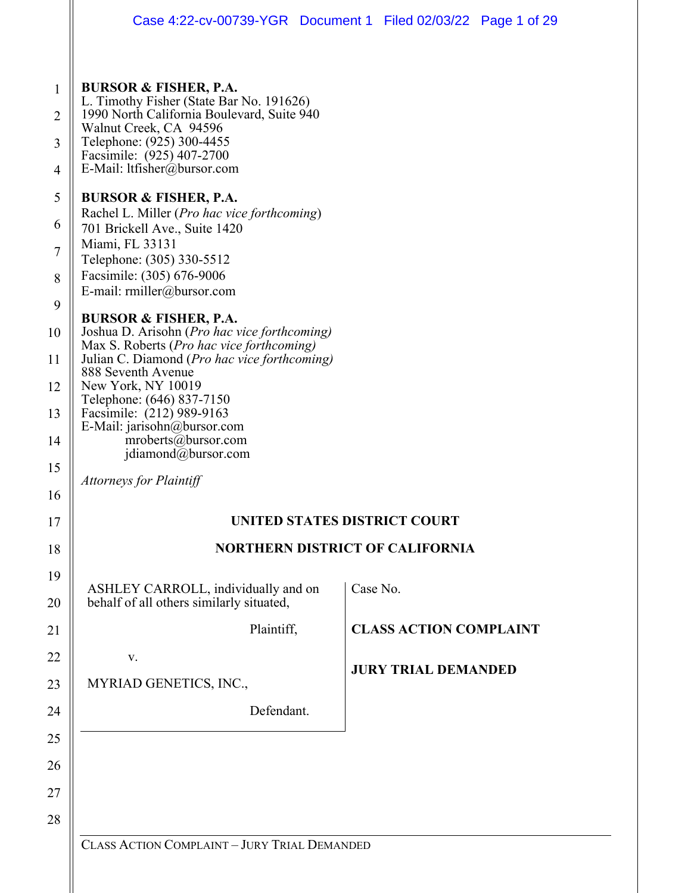**BURSOR & FISHER, P.A.**
L. Timothy Fisher (State Bar No. 191626)
1990 North California Boulevard, Suite 940
Walnut Creek, CA 94596
Telephone: (925) 300-4455
Facsimile: (925) 407-2700
E-Mail: ltfisher@bursor.com

**BURSOR & FISHER, P.A.**
Rachel L. Miller (*Pro hac vice forthcoming*)
701 Brickell Ave., Suite 1420
Miami, FL 33131
Telephone: (305) 330-5512
Facsimile: (305) 676-9006
E-mail: rmiller@bursor.com

**BURSOR & FISHER, P.A.**
Joshua D. Arisohn (*Pro hac vice forthcoming)*
Max S. Roberts (*Pro hac vice forthcoming)*
Julian C. Diamond (*Pro hac vice forthcoming)*
888 Seventh Avenue
New York, NY 10019
Telephone: (646) 837-7150
Facsimile: (212) 989-9163
E-Mail: jarisohn@bursor.com
mroberts@bursor.com
jdiamond@bursor.com

*Attorneys for Plaintiff*

**UNITED STATES DISTRICT COURT**

**NORTHERN DISTRICT OF CALIFORNIA**

ASHLEY CARROLL, individually and on behalf of all others similarly situated,

Plaintiff,

v.

MYRIAD GENETICS, INC.,

Defendant.

Case No.

**CLASS ACTION COMPLAINT**

**JURY TRIAL DEMANDED**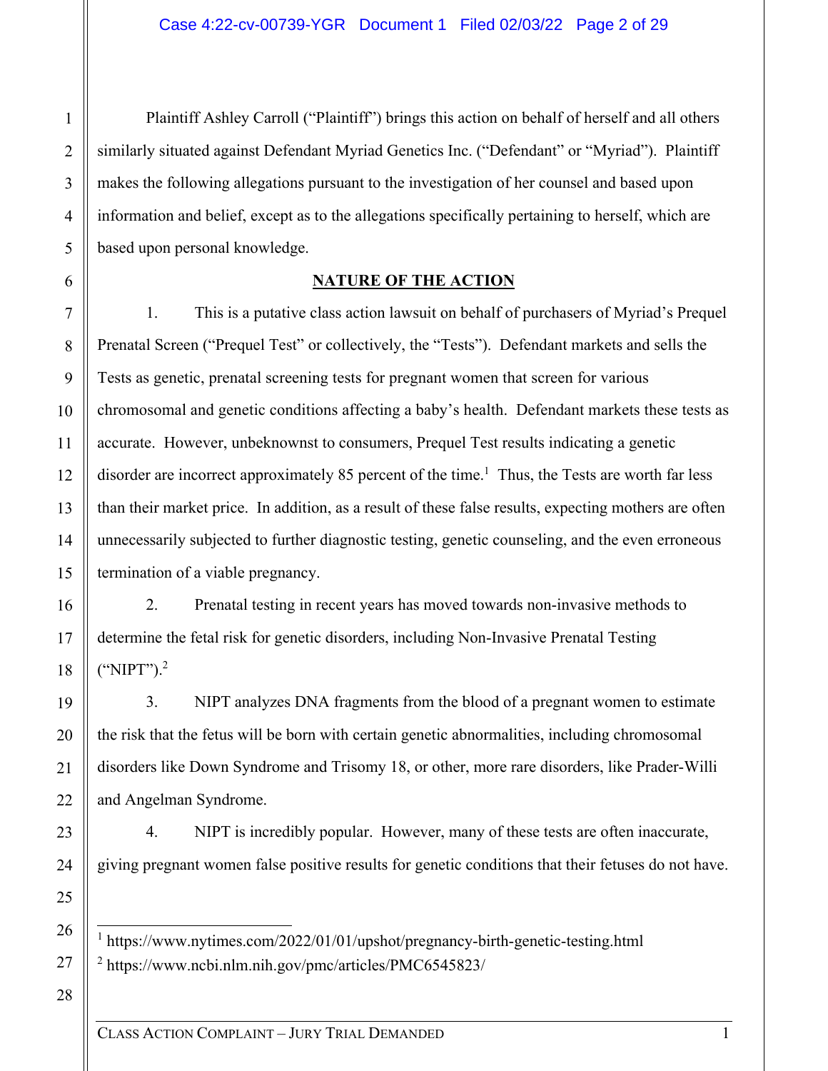Plaintiff Ashley Carroll ("Plaintiff") brings this action on behalf of herself and all others similarly situated against Defendant Myriad Genetics Inc. ("Defendant" or "Myriad"). Plaintiff makes the following allegations pursuant to the investigation of her counsel and based upon information and belief, except as to the allegations specifically pertaining to herself, which are based upon personal knowledge.

## NATURE OF THE ACTION

1. This is a putative class action lawsuit on behalf of purchasers of Myriad's Prequel Prenatal Screen ("Prequel Test" or collectively, the "Tests"). Defendant markets and sells the Tests as genetic, prenatal screening tests for pregnant women that screen for various chromosomal and genetic conditions affecting a baby's health. Defendant markets these tests as accurate. However, unbeknownst to consumers, Prequel Test results indicating a genetic disorder are incorrect approximately 85 percent of the time.[1] Thus, the Tests are worth far less than their market price. In addition, as a result of these false results, expecting mothers are often unnecessarily subjected to further diagnostic testing, genetic counseling, and the even erroneous termination of a viable pregnancy.

2. Prenatal testing in recent years has moved towards non-invasive methods to determine the fetal risk for genetic disorders, including Non-Invasive Prenatal Testing ("NIPT").[2]

3. NIPT analyzes DNA fragments from the blood of a pregnant women to estimate the risk that the fetus will be born with certain genetic abnormalities, including chromosomal disorders like Down Syndrome and Trisomy 18, or other, more rare disorders, like Prader-Willi and Angelman Syndrome.

4. NIPT is incredibly popular. However, many of these tests are often inaccurate, giving pregnant women false positive results for genetic conditions that their fetuses do not have.

---

[1] https://www.nytimes.com/2022/01/01/upshot/pregnancy-birth-genetic-testing.html

[2] https://www.ncbi.nlm.nih.gov/pmc/articles/PMC6545823/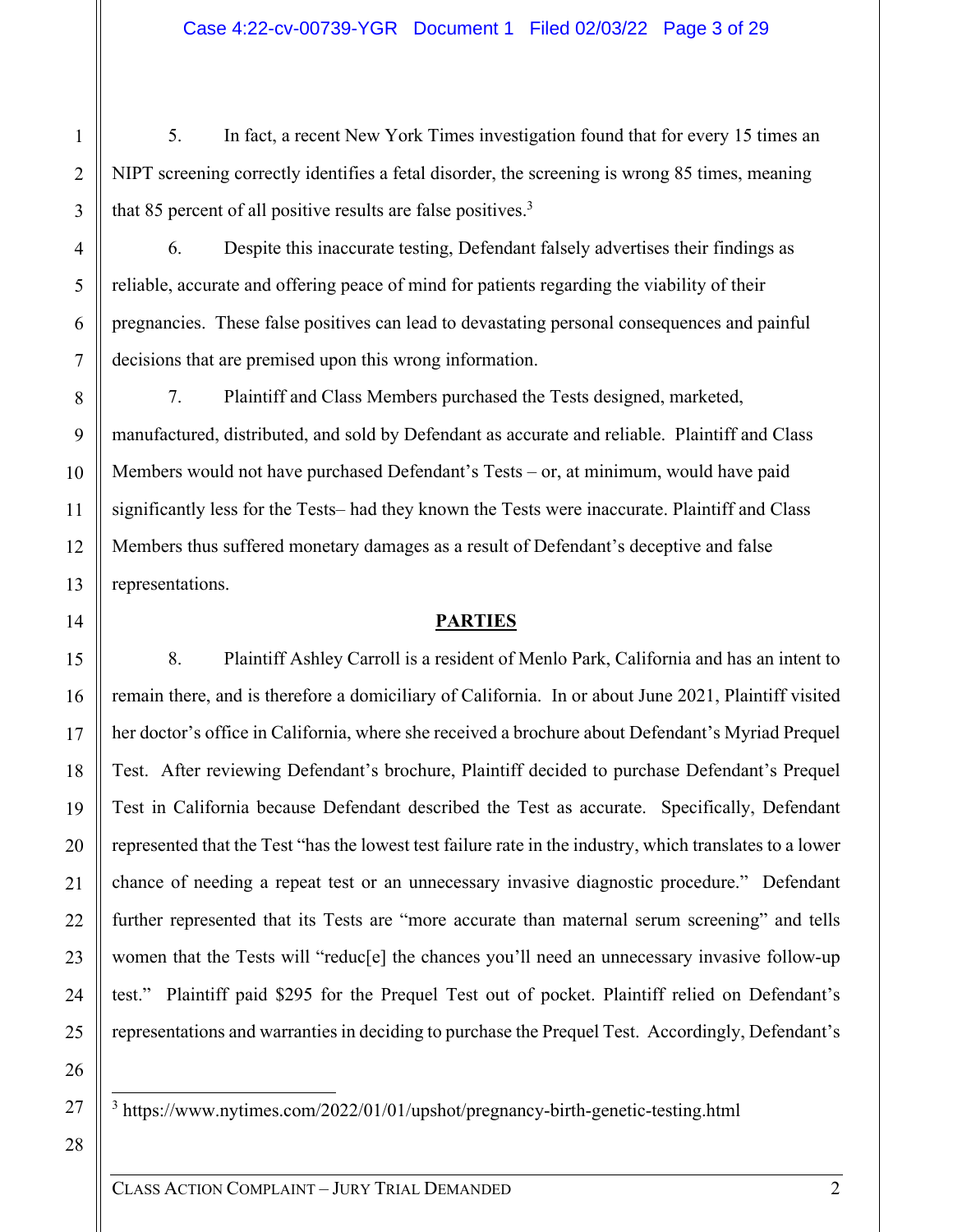5. In fact, a recent New York Times investigation found that for every 15 times an NIPT screening correctly identifies a fetal disorder, the screening is wrong 85 times, meaning that 85 percent of all positive results are false positives.[3]

6. Despite this inaccurate testing, Defendant falsely advertises their findings as reliable, accurate and offering peace of mind for patients regarding the viability of their pregnancies. These false positives can lead to devastating personal consequences and painful decisions that are premised upon this wrong information.

7. Plaintiff and Class Members purchased the Tests designed, marketed, manufactured, distributed, and sold by Defendant as accurate and reliable. Plaintiff and Class Members would not have purchased Defendant's Tests – or, at minimum, would have paid significantly less for the Tests– had they known the Tests were inaccurate. Plaintiff and Class Members thus suffered monetary damages as a result of Defendant's deceptive and false representations.

## PARTIES

8. Plaintiff Ashley Carroll is a resident of Menlo Park, California and has an intent to remain there, and is therefore a domiciliary of California. In or about June 2021, Plaintiff visited her doctor's office in California, where she received a brochure about Defendant's Myriad Prequel Test. After reviewing Defendant's brochure, Plaintiff decided to purchase Defendant's Prequel Test in California because Defendant described the Test as accurate. Specifically, Defendant represented that the Test "has the lowest test failure rate in the industry, which translates to a lower chance of needing a repeat test or an unnecessary invasive diagnostic procedure." Defendant further represented that its Tests are "more accurate than maternal serum screening" and tells women that the Tests will "reduc[e] the chances you'll need an unnecessary invasive follow-up test." Plaintiff paid $295 for the Prequel Test out of pocket. Plaintiff relied on Defendant's representations and warranties in deciding to purchase the Prequel Test. Accordingly, Defendant's

---

[3] https://www.nytimes.com/2022/01/01/upshot/pregnancy-birth-genetic-testing.html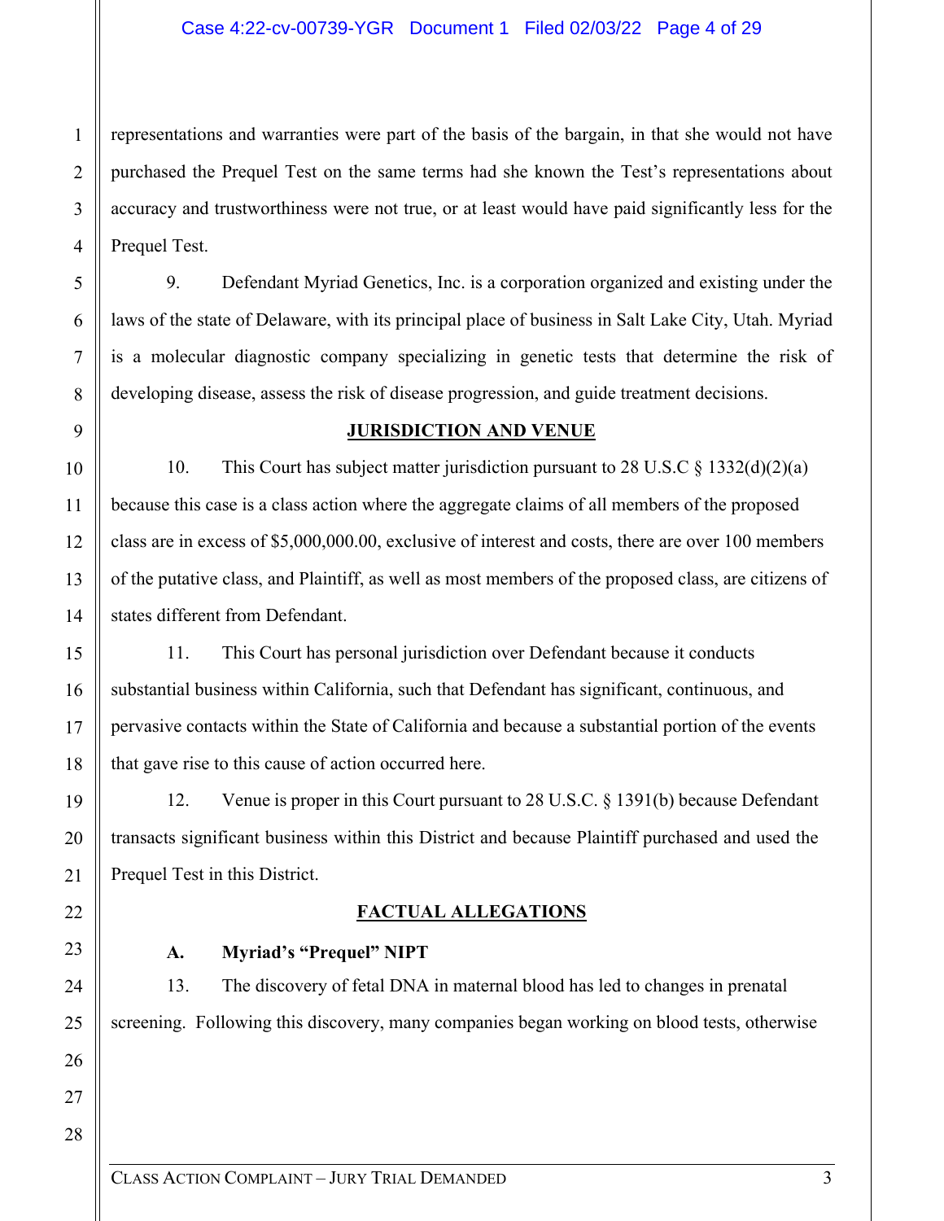representations and warranties were part of the basis of the bargain, in that she would not have purchased the Prequel Test on the same terms had she known the Test's representations about accuracy and trustworthiness were not true, or at least would have paid significantly less for the Prequel Test.

9. Defendant Myriad Genetics, Inc. is a corporation organized and existing under the laws of the state of Delaware, with its principal place of business in Salt Lake City, Utah. Myriad is a molecular diagnostic company specializing in genetic tests that determine the risk of developing disease, assess the risk of disease progression, and guide treatment decisions.

## JURISDICTION AND VENUE

10. This Court has subject matter jurisdiction pursuant to 28 U.S.C § 1332(d)(2)(a) because this case is a class action where the aggregate claims of all members of the proposed class are in excess of $5,000,000.00, exclusive of interest and costs, there are over 100 members of the putative class, and Plaintiff, as well as most members of the proposed class, are citizens of states different from Defendant.

11. This Court has personal jurisdiction over Defendant because it conducts substantial business within California, such that Defendant has significant, continuous, and pervasive contacts within the State of California and because a substantial portion of the events that gave rise to this cause of action occurred here.

12. Venue is proper in this Court pursuant to 28 U.S.C. § 1391(b) because Defendant transacts significant business within this District and because Plaintiff purchased and used the Prequel Test in this District.

## FACTUAL ALLEGATIONS

### A. Myriad's "Prequel" NIPT

13. The discovery of fetal DNA in maternal blood has led to changes in prenatal screening. Following this discovery, many companies began working on blood tests, otherwise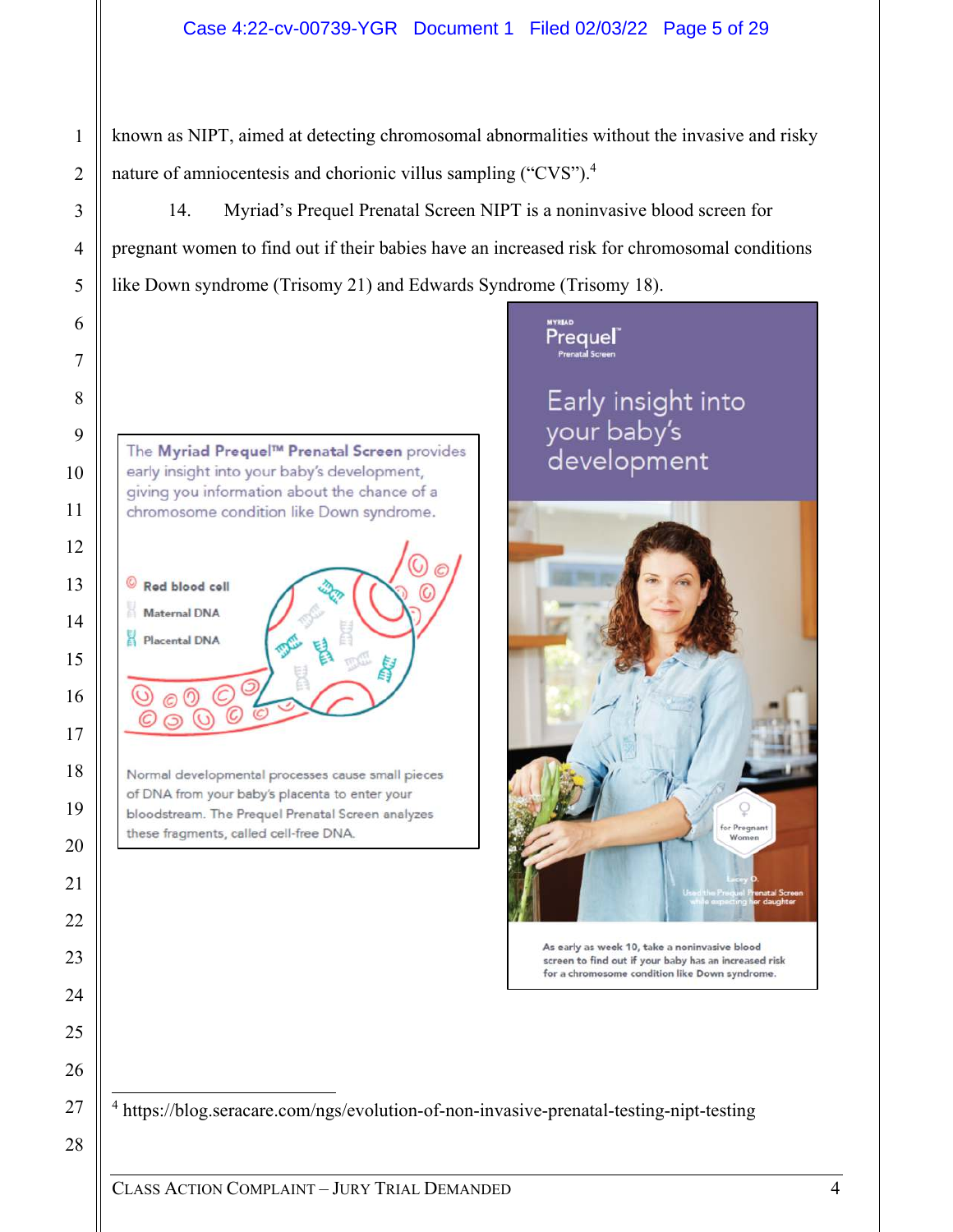known as NIPT, aimed at detecting chromosomal abnormalities without the invasive and risky nature of amniocentesis and chorionic villus sampling ("CVS").[4]

14. Myriad's Prequel Prenatal Screen NIPT is a noninvasive blood screen for pregnant women to find out if their babies have an increased risk for chromosomal conditions like Down syndrome (Trisomy 21) and Edwards Syndrome (Trisomy 18).

The **Myriad Prequel™ Prenatal Screen** provides early insight into your baby's development, giving you information about the chance of a chromosome condition like Down syndrome.

Red blood cell
Maternal DNA
Placental DNA

Normal developmental processes cause small pieces of DNA from your baby's placenta to enter your bloodstream. The Prequel Prenatal Screen analyzes these fragments, called cell-free DNA.

MYRIAD Prequel™ Prenatal Screen

Early insight into your baby's development

for Pregnant Women

Lacey O.
Used the Prequel Prenatal Screen while expecting her daughter

As early as week 10, take a noninvasive blood screen to find out if your baby has an increased risk for a chromosome condition like Down syndrome.

---

[4] https://blog.seracare.com/ngs/evolution-of-non-invasive-prenatal-testing-nipt-testing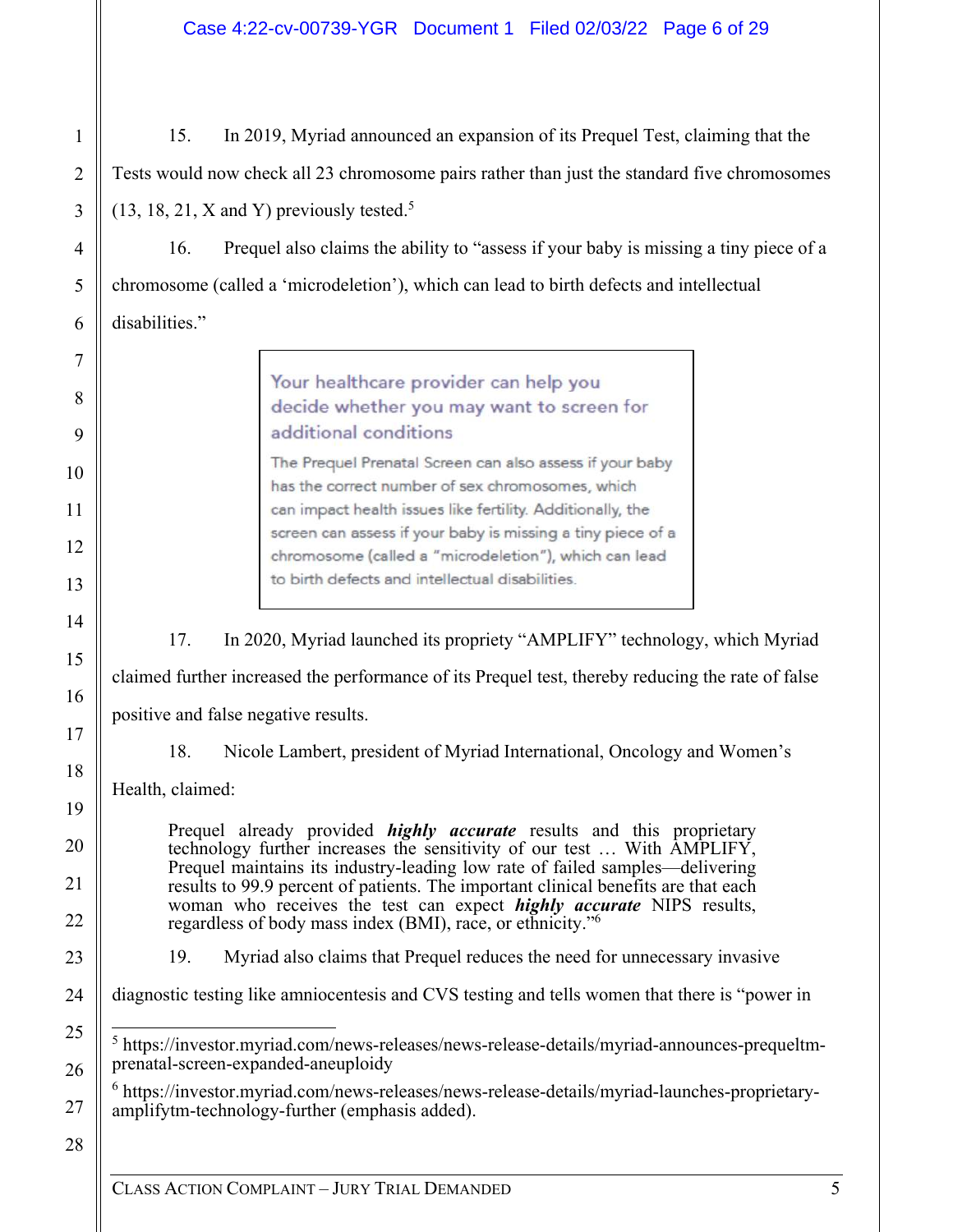15. In 2019, Myriad announced an expansion of its Prequel Test, claiming that the Tests would now check all 23 chromosome pairs rather than just the standard five chromosomes (13, 18, 21, X and Y) previously tested.[5]

16. Prequel also claims the ability to "assess if your baby is missing a tiny piece of a chromosome (called a 'microdeletion'), which can lead to birth defects and intellectual disabilities."

> **Your healthcare provider can help you decide whether you may want to screen for additional conditions**
>
> The Prequel Prenatal Screen can also assess if your baby has the correct number of sex chromosomes, which can impact health issues like fertility. Additionally, the screen can assess if your baby is missing a tiny piece of a chromosome (called a "microdeletion"), which can lead to birth defects and intellectual disabilities.

17. In 2020, Myriad launched its propriety "AMPLIFY" technology, which Myriad claimed further increased the performance of its Prequel test, thereby reducing the rate of false positive and false negative results.

18. Nicole Lambert, president of Myriad International, Oncology and Women's Health, claimed:

> Prequel already provided ***highly accurate*** results and this proprietary technology further increases the sensitivity of our test … With AMPLIFY, Prequel maintains its industry-leading low rate of failed samples—delivering results to 99.9 percent of patients. The important clinical benefits are that each woman who receives the test can expect ***highly accurate*** NIPS results, regardless of body mass index (BMI), race, or ethnicity."[6]

19. Myriad also claims that Prequel reduces the need for unnecessary invasive diagnostic testing like amniocentesis and CVS testing and tells women that there is "power in

---

[5] https://investor.myriad.com/news-releases/news-release-details/myriad-announces-prequeltm-prenatal-screen-expanded-aneuploidy

[6] https://investor.myriad.com/news-releases/news-release-details/myriad-launches-proprietary-amplifytm-technology-further (emphasis added).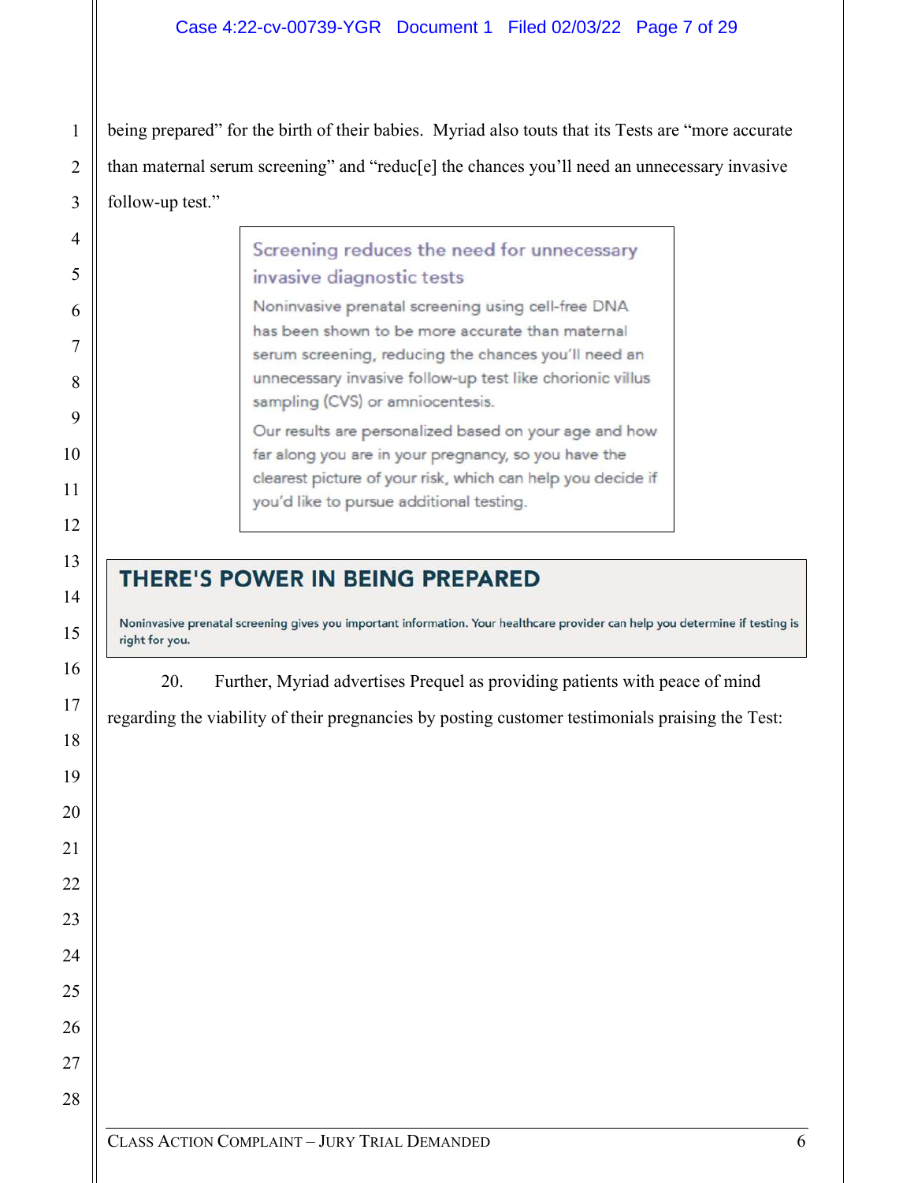being prepared" for the birth of their babies. Myriad also touts that its Tests are "more accurate than maternal serum screening" and "reduc[e] the chances you'll need an unnecessary invasive follow-up test."

> Screening reduces the need for unnecessary invasive diagnostic tests
>
> Noninvasive prenatal screening using cell-free DNA has been shown to be more accurate than maternal serum screening, reducing the chances you'll need an unnecessary invasive follow-up test like chorionic villus sampling (CVS) or amniocentesis.
>
> Our results are personalized based on your age and how far along you are in your pregnancy, so you have the clearest picture of your risk, which can help you decide if you'd like to pursue additional testing.

> **THERE'S POWER IN BEING PREPARED**
>
> Noninvasive prenatal screening gives you important information. Your healthcare provider can help you determine if testing is right for you.

20. Further, Myriad advertises Prequel as providing patients with peace of mind regarding the viability of their pregnancies by posting customer testimonials praising the Test: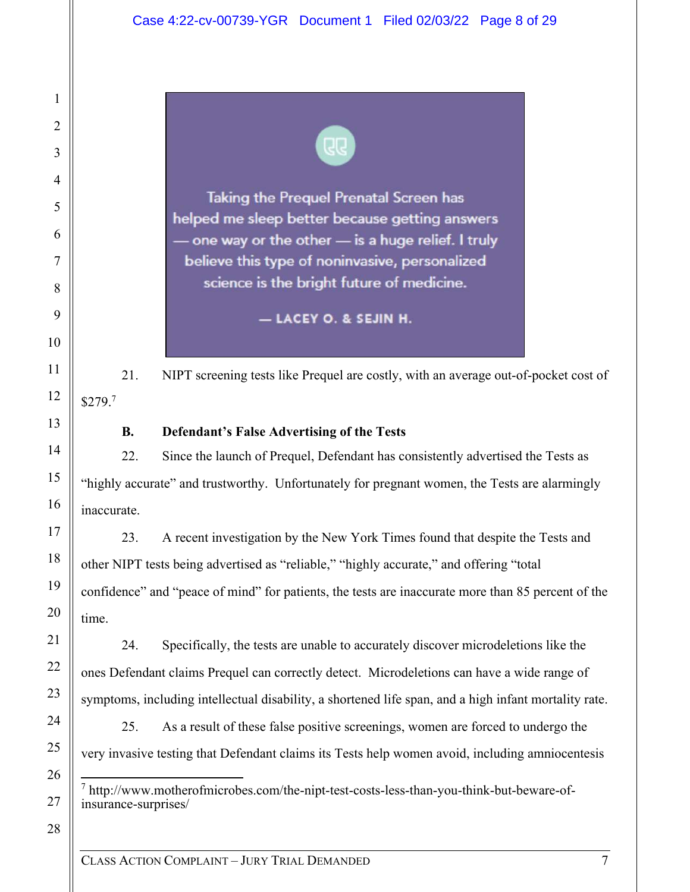> Taking the Prequel Prenatal Screen has helped me sleep better because getting answers — one way or the other — is a huge relief. I truly believe this type of noninvasive, personalized science is the bright future of medicine.
>
> — LACEY O. & SEJIN H.

21. NIPT screening tests like Prequel are costly, with an average out-of-pocket cost of $279.[7]

**B. Defendant's False Advertising of the Tests**

22. Since the launch of Prequel, Defendant has consistently advertised the Tests as "highly accurate" and trustworthy. Unfortunately for pregnant women, the Tests are alarmingly inaccurate.

23. A recent investigation by the New York Times found that despite the Tests and other NIPT tests being advertised as "reliable," "highly accurate," and offering "total confidence" and "peace of mind" for patients, the tests are inaccurate more than 85 percent of the time.

24. Specifically, the tests are unable to accurately discover microdeletions like the ones Defendant claims Prequel can correctly detect. Microdeletions can have a wide range of symptoms, including intellectual disability, a shortened life span, and a high infant mortality rate.

25. As a result of these false positive screenings, women are forced to undergo the very invasive testing that Defendant claims its Tests help women avoid, including amniocentesis

---

[7] http://www.motherofmicrobes.com/the-nipt-test-costs-less-than-you-think-but-beware-of-insurance-surprises/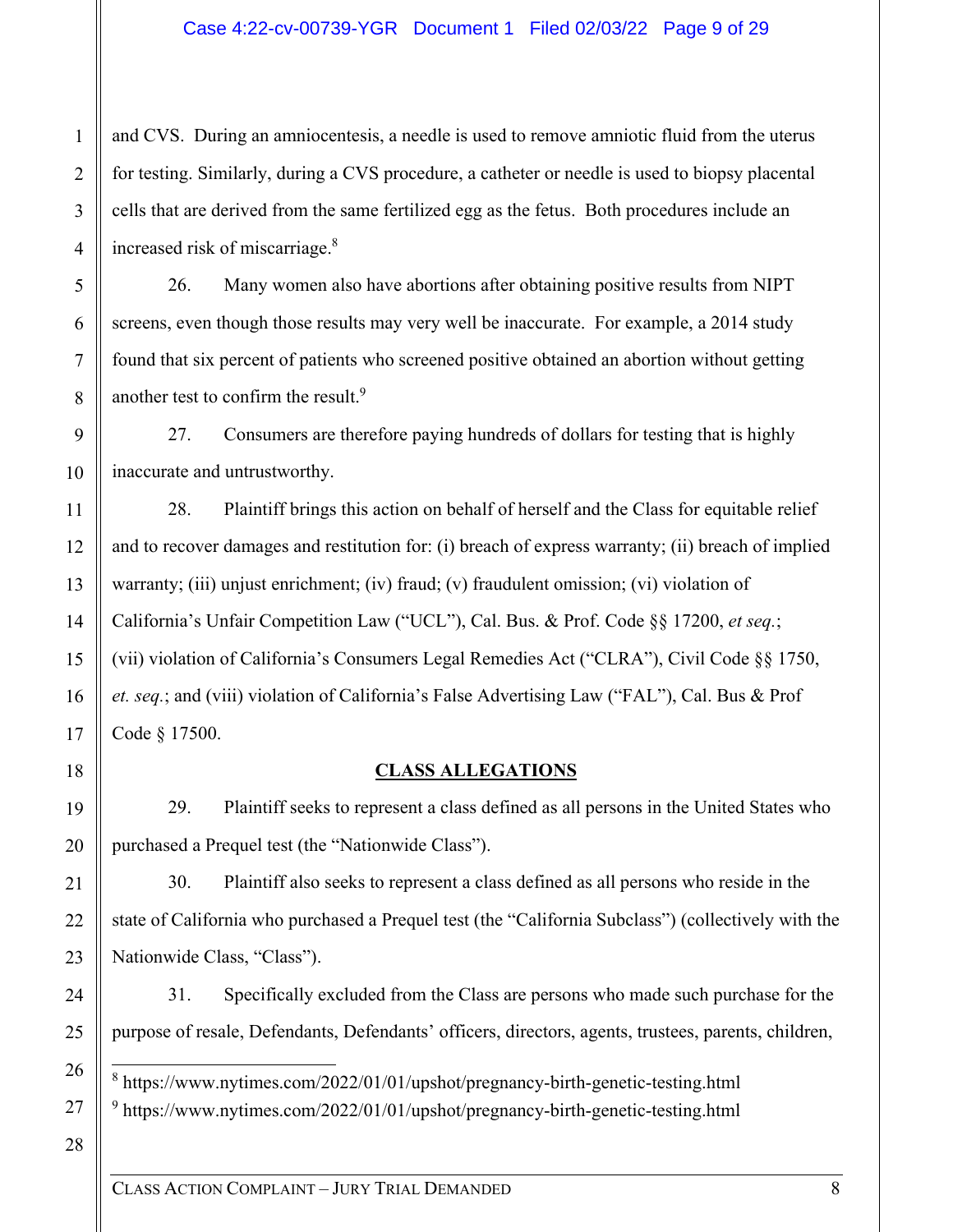and CVS. During an amniocentesis, a needle is used to remove amniotic fluid from the uterus for testing. Similarly, during a CVS procedure, a catheter or needle is used to biopsy placental cells that are derived from the same fertilized egg as the fetus. Both procedures include an increased risk of miscarriage.[8]

26. Many women also have abortions after obtaining positive results from NIPT screens, even though those results may very well be inaccurate. For example, a 2014 study found that six percent of patients who screened positive obtained an abortion without getting another test to confirm the result.[9]

27. Consumers are therefore paying hundreds of dollars for testing that is highly inaccurate and untrustworthy.

28. Plaintiff brings this action on behalf of herself and the Class for equitable relief and to recover damages and restitution for: (i) breach of express warranty; (ii) breach of implied warranty; (iii) unjust enrichment; (iv) fraud; (v) fraudulent omission; (vi) violation of California's Unfair Competition Law ("UCL"), Cal. Bus. & Prof. Code §§ 17200, *et seq.*; (vii) violation of California's Consumers Legal Remedies Act ("CLRA"), Civil Code §§ 1750, *et. seq.*; and (viii) violation of California's False Advertising Law ("FAL"), Cal. Bus & Prof Code § 17500.

## CLASS ALLEGATIONS

29. Plaintiff seeks to represent a class defined as all persons in the United States who purchased a Prequel test (the "Nationwide Class").

30. Plaintiff also seeks to represent a class defined as all persons who reside in the state of California who purchased a Prequel test (the "California Subclass") (collectively with the Nationwide Class, "Class").

31. Specifically excluded from the Class are persons who made such purchase for the purpose of resale, Defendants, Defendants' officers, directors, agents, trustees, parents, children,

---

[8] https://www.nytimes.com/2022/01/01/upshot/pregnancy-birth-genetic-testing.html

[9] https://www.nytimes.com/2022/01/01/upshot/pregnancy-birth-genetic-testing.html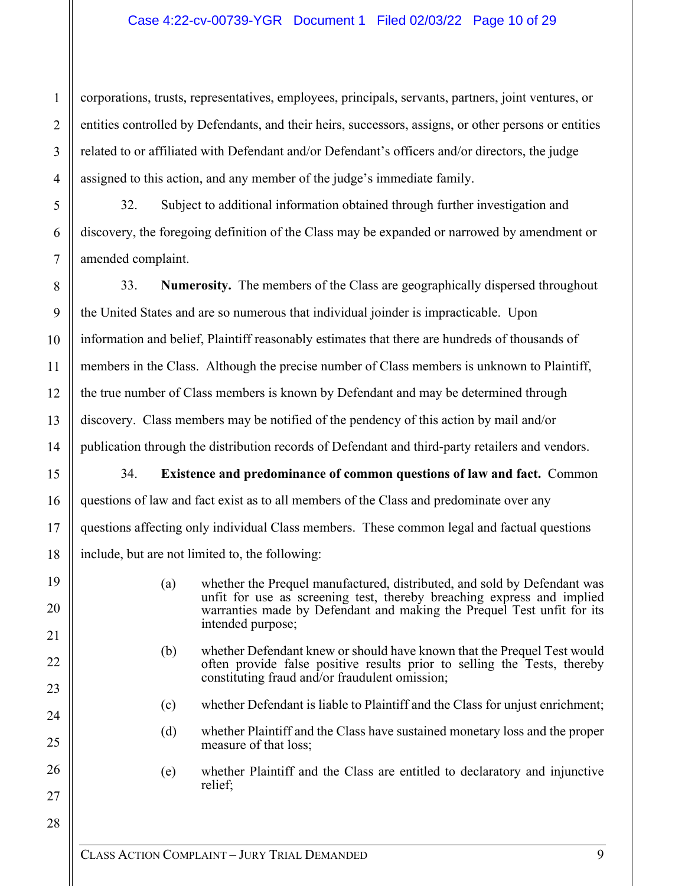corporations, trusts, representatives, employees, principals, servants, partners, joint ventures, or entities controlled by Defendants, and their heirs, successors, assigns, or other persons or entities related to or affiliated with Defendant and/or Defendant's officers and/or directors, the judge assigned to this action, and any member of the judge's immediate family.

32. Subject to additional information obtained through further investigation and discovery, the foregoing definition of the Class may be expanded or narrowed by amendment or amended complaint.

33. **Numerosity.** The members of the Class are geographically dispersed throughout the United States and are so numerous that individual joinder is impracticable. Upon information and belief, Plaintiff reasonably estimates that there are hundreds of thousands of members in the Class. Although the precise number of Class members is unknown to Plaintiff, the true number of Class members is known by Defendant and may be determined through discovery. Class members may be notified of the pendency of this action by mail and/or publication through the distribution records of Defendant and third-party retailers and vendors.

34. **Existence and predominance of common questions of law and fact.** Common questions of law and fact exist as to all members of the Class and predominate over any questions affecting only individual Class members. These common legal and factual questions include, but are not limited to, the following:

(a) whether the Prequel manufactured, distributed, and sold by Defendant was unfit for use as screening test, thereby breaching express and implied warranties made by Defendant and making the Prequel Test unfit for its intended purpose;

(b) whether Defendant knew or should have known that the Prequel Test would often provide false positive results prior to selling the Tests, thereby constituting fraud and/or fraudulent omission;

(c) whether Defendant is liable to Plaintiff and the Class for unjust enrichment;

(d) whether Plaintiff and the Class have sustained monetary loss and the proper measure of that loss;

(e) whether Plaintiff and the Class are entitled to declaratory and injunctive relief;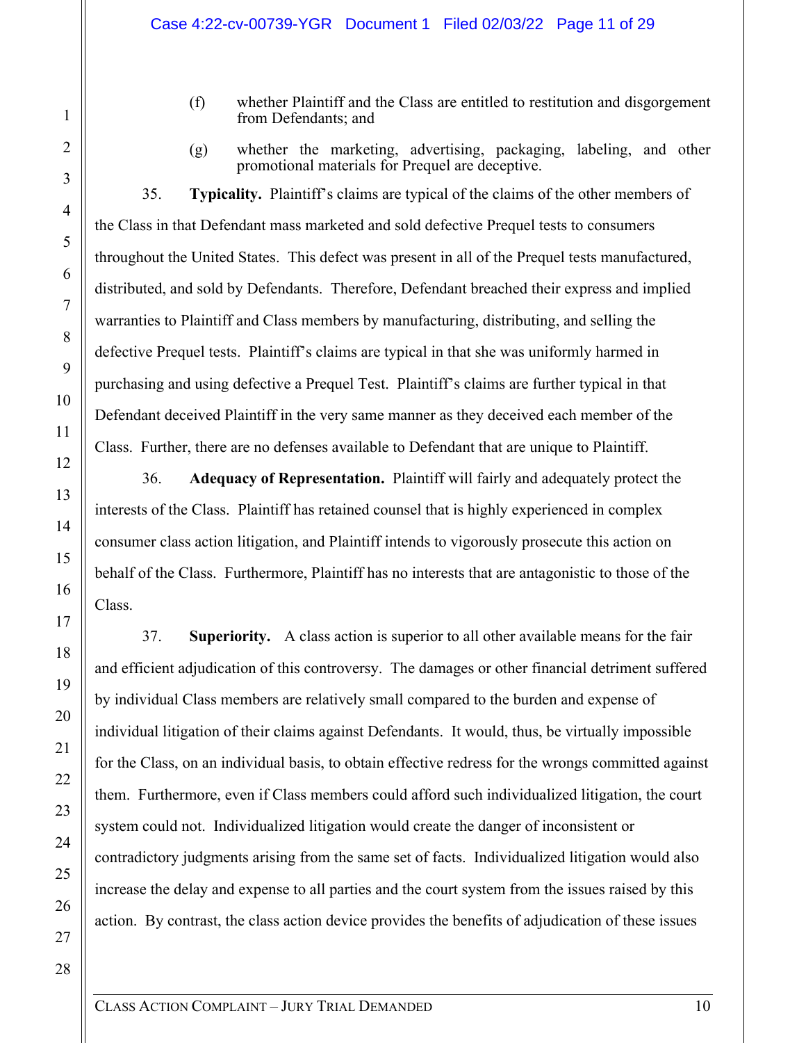(f) whether Plaintiff and the Class are entitled to restitution and disgorgement from Defendants; and

(g) whether the marketing, advertising, packaging, labeling, and other promotional materials for Prequel are deceptive.

35. **Typicality.** Plaintiff's claims are typical of the claims of the other members of the Class in that Defendant mass marketed and sold defective Prequel tests to consumers throughout the United States. This defect was present in all of the Prequel tests manufactured, distributed, and sold by Defendants. Therefore, Defendant breached their express and implied warranties to Plaintiff and Class members by manufacturing, distributing, and selling the defective Prequel tests. Plaintiff's claims are typical in that she was uniformly harmed in purchasing and using defective a Prequel Test. Plaintiff's claims are further typical in that Defendant deceived Plaintiff in the very same manner as they deceived each member of the Class. Further, there are no defenses available to Defendant that are unique to Plaintiff.

36. **Adequacy of Representation.** Plaintiff will fairly and adequately protect the interests of the Class. Plaintiff has retained counsel that is highly experienced in complex consumer class action litigation, and Plaintiff intends to vigorously prosecute this action on behalf of the Class. Furthermore, Plaintiff has no interests that are antagonistic to those of the Class.

37. **Superiority.** A class action is superior to all other available means for the fair and efficient adjudication of this controversy. The damages or other financial detriment suffered by individual Class members are relatively small compared to the burden and expense of individual litigation of their claims against Defendants. It would, thus, be virtually impossible for the Class, on an individual basis, to obtain effective redress for the wrongs committed against them. Furthermore, even if Class members could afford such individualized litigation, the court system could not. Individualized litigation would create the danger of inconsistent or contradictory judgments arising from the same set of facts. Individualized litigation would also increase the delay and expense to all parties and the court system from the issues raised by this action. By contrast, the class action device provides the benefits of adjudication of these issues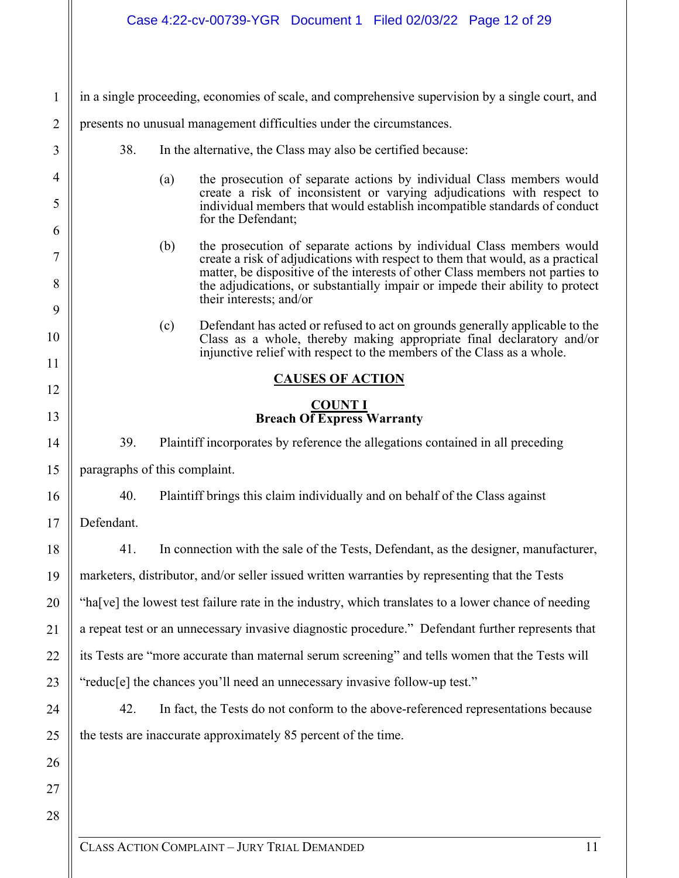in a single proceeding, economies of scale, and comprehensive supervision by a single court, and presents no unusual management difficulties under the circumstances.

38. In the alternative, the Class may also be certified because:

(a) the prosecution of separate actions by individual Class members would create a risk of inconsistent or varying adjudications with respect to individual members that would establish incompatible standards of conduct for the Defendant;

(b) the prosecution of separate actions by individual Class members would create a risk of adjudications with respect to them that would, as a practical matter, be dispositive of the interests of other Class members not parties to the adjudications, or substantially impair or impede their ability to protect their interests; and/or

(c) Defendant has acted or refused to act on grounds generally applicable to the Class as a whole, thereby making appropriate final declaratory and/or injunctive relief with respect to the members of the Class as a whole.

## CAUSES OF ACTION

### COUNT I
### Breach Of Express Warranty

39. Plaintiff incorporates by reference the allegations contained in all preceding paragraphs of this complaint.

40. Plaintiff brings this claim individually and on behalf of the Class against Defendant.

41. In connection with the sale of the Tests, Defendant, as the designer, manufacturer, marketers, distributor, and/or seller issued written warranties by representing that the Tests "ha[ve] the lowest test failure rate in the industry, which translates to a lower chance of needing a repeat test or an unnecessary invasive diagnostic procedure." Defendant further represents that its Tests are "more accurate than maternal serum screening" and tells women that the Tests will "reduc[e] the chances you'll need an unnecessary invasive follow-up test."

42. In fact, the Tests do not conform to the above-referenced representations because the tests are inaccurate approximately 85 percent of the time.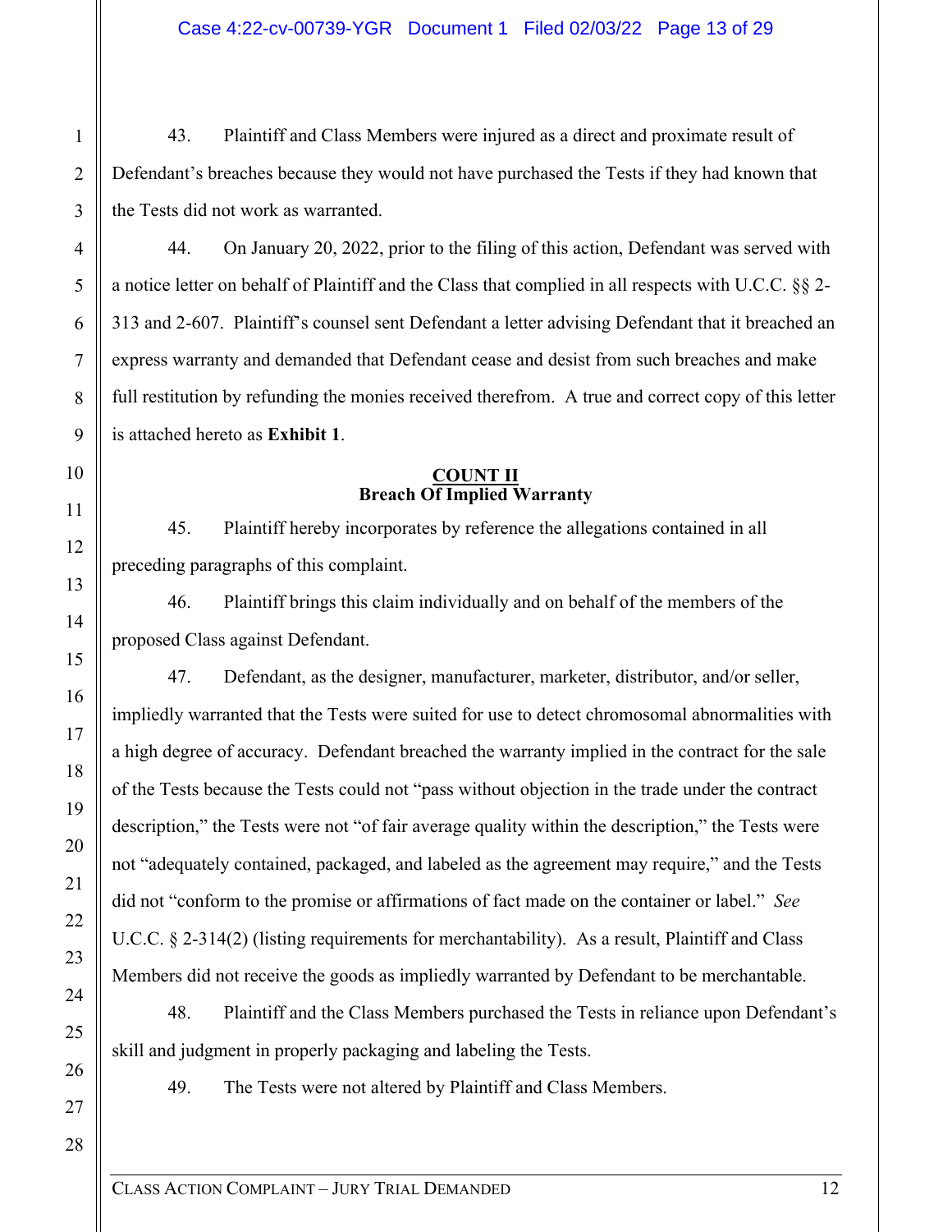43. Plaintiff and Class Members were injured as a direct and proximate result of Defendant's breaches because they would not have purchased the Tests if they had known that the Tests did not work as warranted.

44. On January 20, 2022, prior to the filing of this action, Defendant was served with a notice letter on behalf of Plaintiff and the Class that complied in all respects with U.C.C. §§ 2-313 and 2-607. Plaintiff's counsel sent Defendant a letter advising Defendant that it breached an express warranty and demanded that Defendant cease and desist from such breaches and make full restitution by refunding the monies received therefrom. A true and correct copy of this letter is attached hereto as **Exhibit 1**.

## COUNT II
## Breach Of Implied Warranty

45. Plaintiff hereby incorporates by reference the allegations contained in all preceding paragraphs of this complaint.

46. Plaintiff brings this claim individually and on behalf of the members of the proposed Class against Defendant.

47. Defendant, as the designer, manufacturer, marketer, distributor, and/or seller, impliedly warranted that the Tests were suited for use to detect chromosomal abnormalities with a high degree of accuracy. Defendant breached the warranty implied in the contract for the sale of the Tests because the Tests could not "pass without objection in the trade under the contract description," the Tests were not "of fair average quality within the description," the Tests were not "adequately contained, packaged, and labeled as the agreement may require," and the Tests did not "conform to the promise or affirmations of fact made on the container or label." *See* U.C.C. § 2-314(2) (listing requirements for merchantability). As a result, Plaintiff and Class Members did not receive the goods as impliedly warranted by Defendant to be merchantable.

48. Plaintiff and the Class Members purchased the Tests in reliance upon Defendant's skill and judgment in properly packaging and labeling the Tests.

49. The Tests were not altered by Plaintiff and Class Members.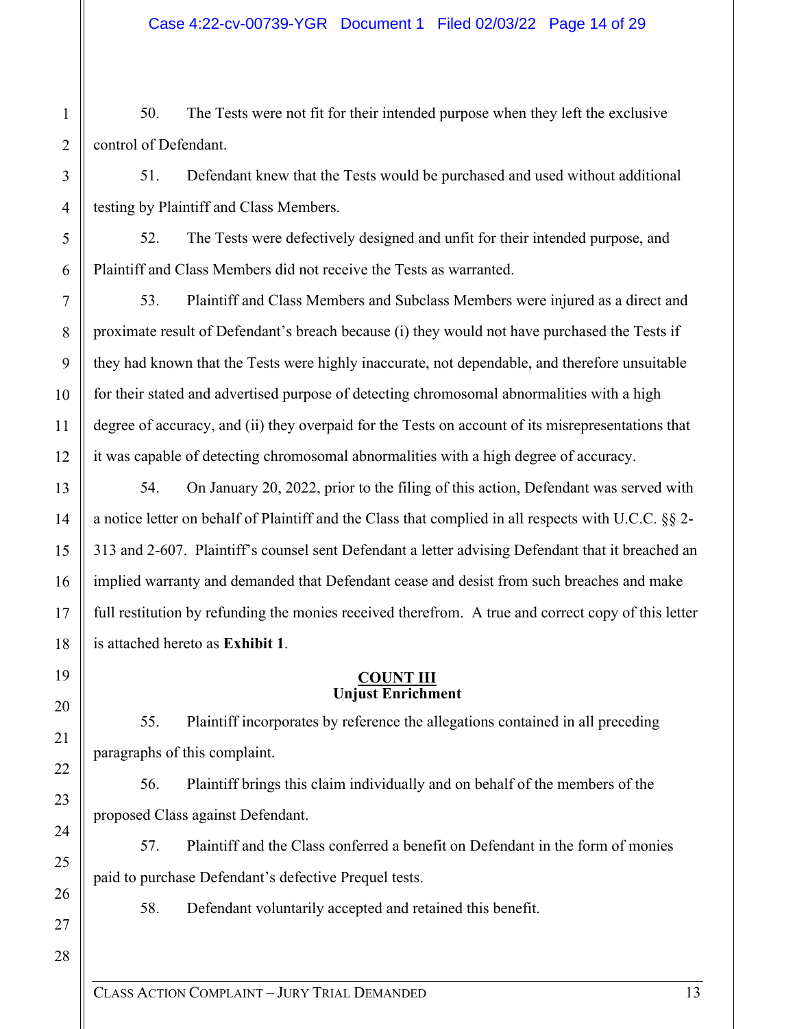50. The Tests were not fit for their intended purpose when they left the exclusive control of Defendant.

51. Defendant knew that the Tests would be purchased and used without additional testing by Plaintiff and Class Members.

52. The Tests were defectively designed and unfit for their intended purpose, and Plaintiff and Class Members did not receive the Tests as warranted.

53. Plaintiff and Class Members and Subclass Members were injured as a direct and proximate result of Defendant's breach because (i) they would not have purchased the Tests if they had known that the Tests were highly inaccurate, not dependable, and therefore unsuitable for their stated and advertised purpose of detecting chromosomal abnormalities with a high degree of accuracy, and (ii) they overpaid for the Tests on account of its misrepresentations that it was capable of detecting chromosomal abnormalities with a high degree of accuracy.

54. On January 20, 2022, prior to the filing of this action, Defendant was served with a notice letter on behalf of Plaintiff and the Class that complied in all respects with U.C.C. §§ 2-313 and 2-607. Plaintiff's counsel sent Defendant a letter advising Defendant that it breached an implied warranty and demanded that Defendant cease and desist from such breaches and make full restitution by refunding the monies received therefrom. A true and correct copy of this letter is attached hereto as **Exhibit 1**.

## COUNT III
## Unjust Enrichment

55. Plaintiff incorporates by reference the allegations contained in all preceding paragraphs of this complaint.

56. Plaintiff brings this claim individually and on behalf of the members of the proposed Class against Defendant.

57. Plaintiff and the Class conferred a benefit on Defendant in the form of monies paid to purchase Defendant's defective Prequel tests.

58. Defendant voluntarily accepted and retained this benefit.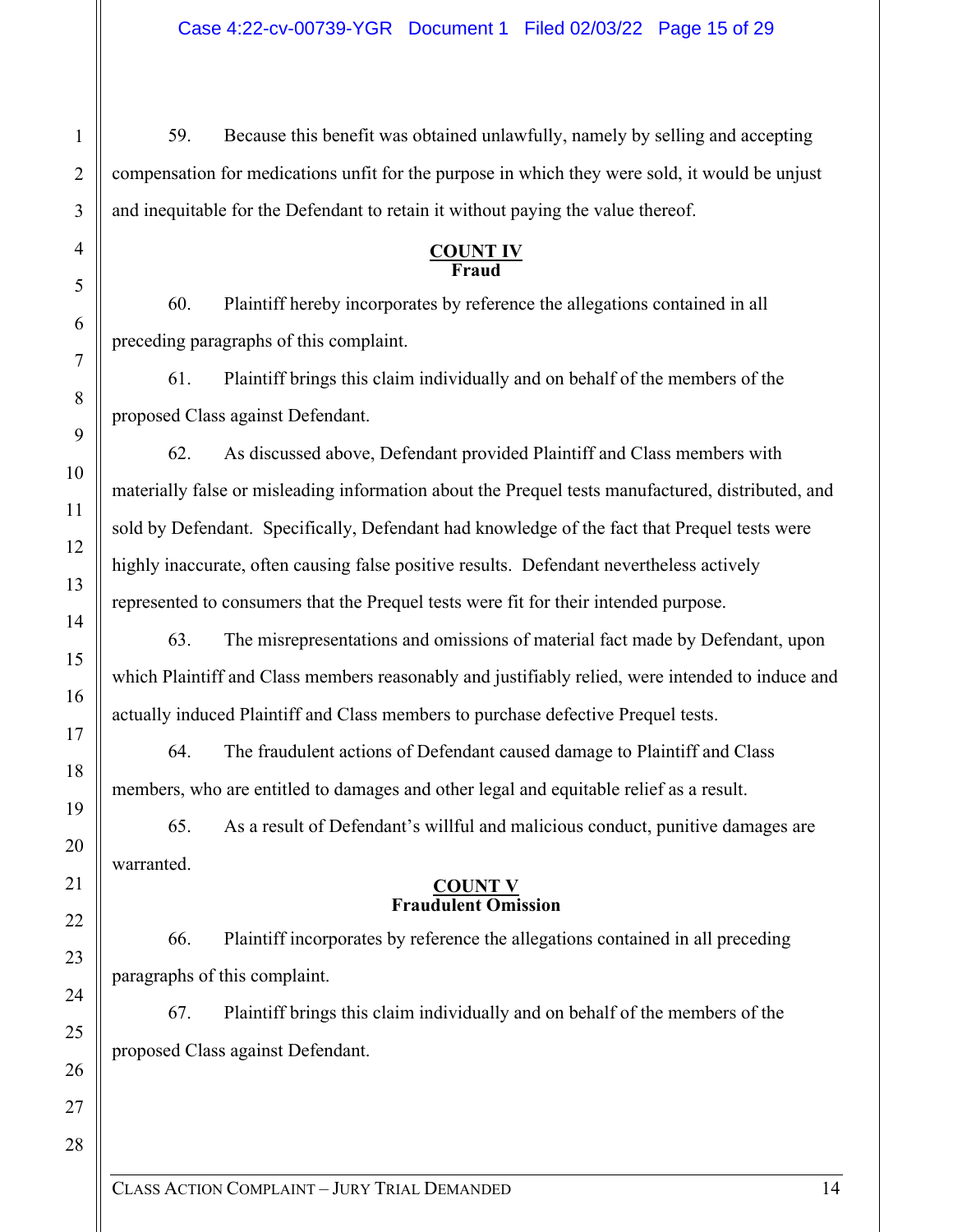59. Because this benefit was obtained unlawfully, namely by selling and accepting compensation for medications unfit for the purpose in which they were sold, it would be unjust and inequitable for the Defendant to retain it without paying the value thereof.

**COUNT IV**
**Fraud**

60. Plaintiff hereby incorporates by reference the allegations contained in all preceding paragraphs of this complaint.

61. Plaintiff brings this claim individually and on behalf of the members of the proposed Class against Defendant.

62. As discussed above, Defendant provided Plaintiff and Class members with materially false or misleading information about the Prequel tests manufactured, distributed, and sold by Defendant. Specifically, Defendant had knowledge of the fact that Prequel tests were highly inaccurate, often causing false positive results. Defendant nevertheless actively represented to consumers that the Prequel tests were fit for their intended purpose.

63. The misrepresentations and omissions of material fact made by Defendant, upon which Plaintiff and Class members reasonably and justifiably relied, were intended to induce and actually induced Plaintiff and Class members to purchase defective Prequel tests.

64. The fraudulent actions of Defendant caused damage to Plaintiff and Class members, who are entitled to damages and other legal and equitable relief as a result.

65. As a result of Defendant's willful and malicious conduct, punitive damages are warranted.

**COUNT V**
**Fraudulent Omission**

66. Plaintiff incorporates by reference the allegations contained in all preceding paragraphs of this complaint.

67. Plaintiff brings this claim individually and on behalf of the members of the proposed Class against Defendant.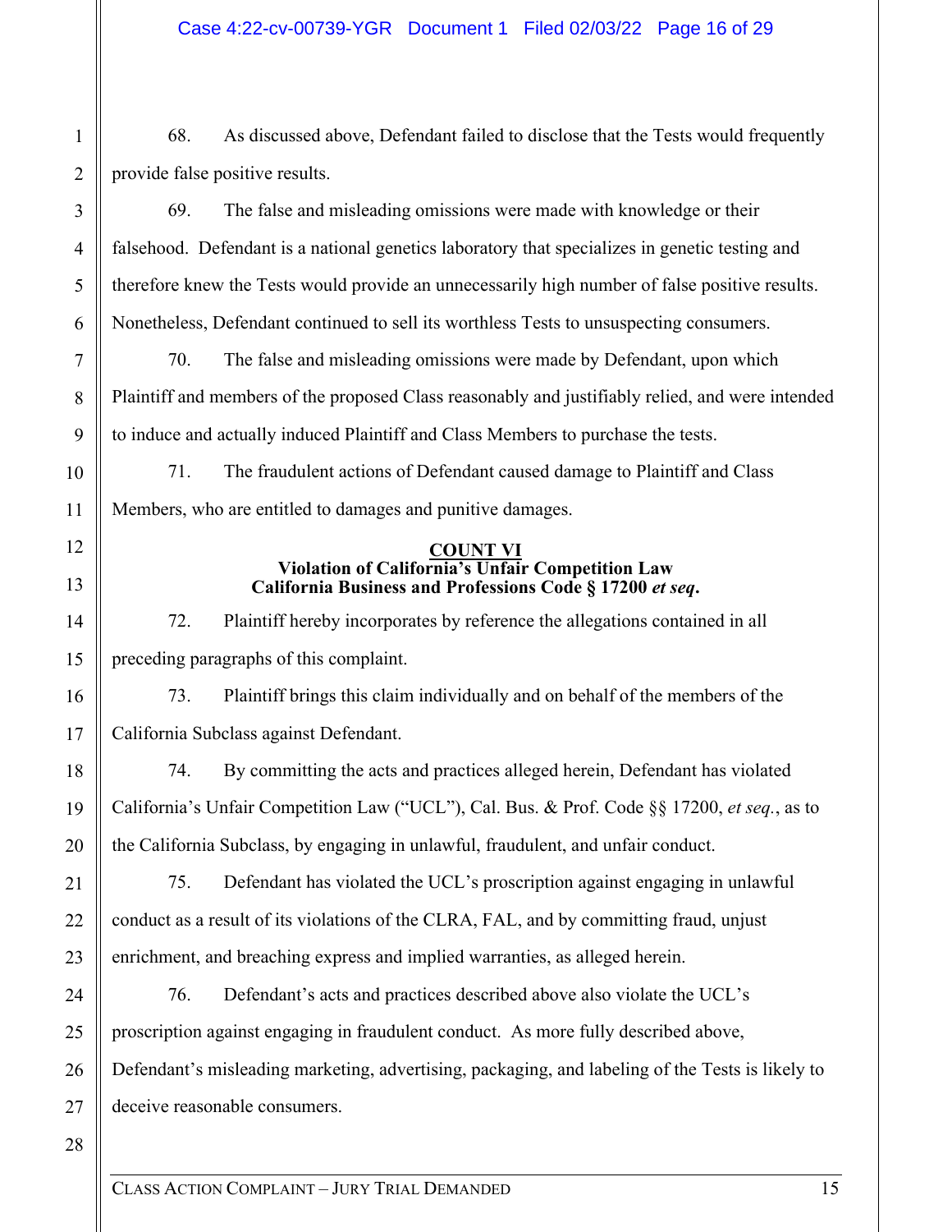68. As discussed above, Defendant failed to disclose that the Tests would frequently provide false positive results.

69. The false and misleading omissions were made with knowledge or their falsehood. Defendant is a national genetics laboratory that specializes in genetic testing and therefore knew the Tests would provide an unnecessarily high number of false positive results. Nonetheless, Defendant continued to sell its worthless Tests to unsuspecting consumers.

70. The false and misleading omissions were made by Defendant, upon which Plaintiff and members of the proposed Class reasonably and justifiably relied, and were intended to induce and actually induced Plaintiff and Class Members to purchase the tests.

71. The fraudulent actions of Defendant caused damage to Plaintiff and Class Members, who are entitled to damages and punitive damages.

**COUNT VI**
**Violation of California's Unfair Competition Law**
**California Business and Professions Code § 17200 *et seq*.**

72. Plaintiff hereby incorporates by reference the allegations contained in all preceding paragraphs of this complaint.

73. Plaintiff brings this claim individually and on behalf of the members of the California Subclass against Defendant.

74. By committing the acts and practices alleged herein, Defendant has violated California's Unfair Competition Law ("UCL"), Cal. Bus. & Prof. Code §§ 17200, *et seq.*, as to the California Subclass, by engaging in unlawful, fraudulent, and unfair conduct.

75. Defendant has violated the UCL's proscription against engaging in unlawful conduct as a result of its violations of the CLRA, FAL, and by committing fraud, unjust enrichment, and breaching express and implied warranties, as alleged herein.

76. Defendant's acts and practices described above also violate the UCL's proscription against engaging in fraudulent conduct. As more fully described above, Defendant's misleading marketing, advertising, packaging, and labeling of the Tests is likely to deceive reasonable consumers.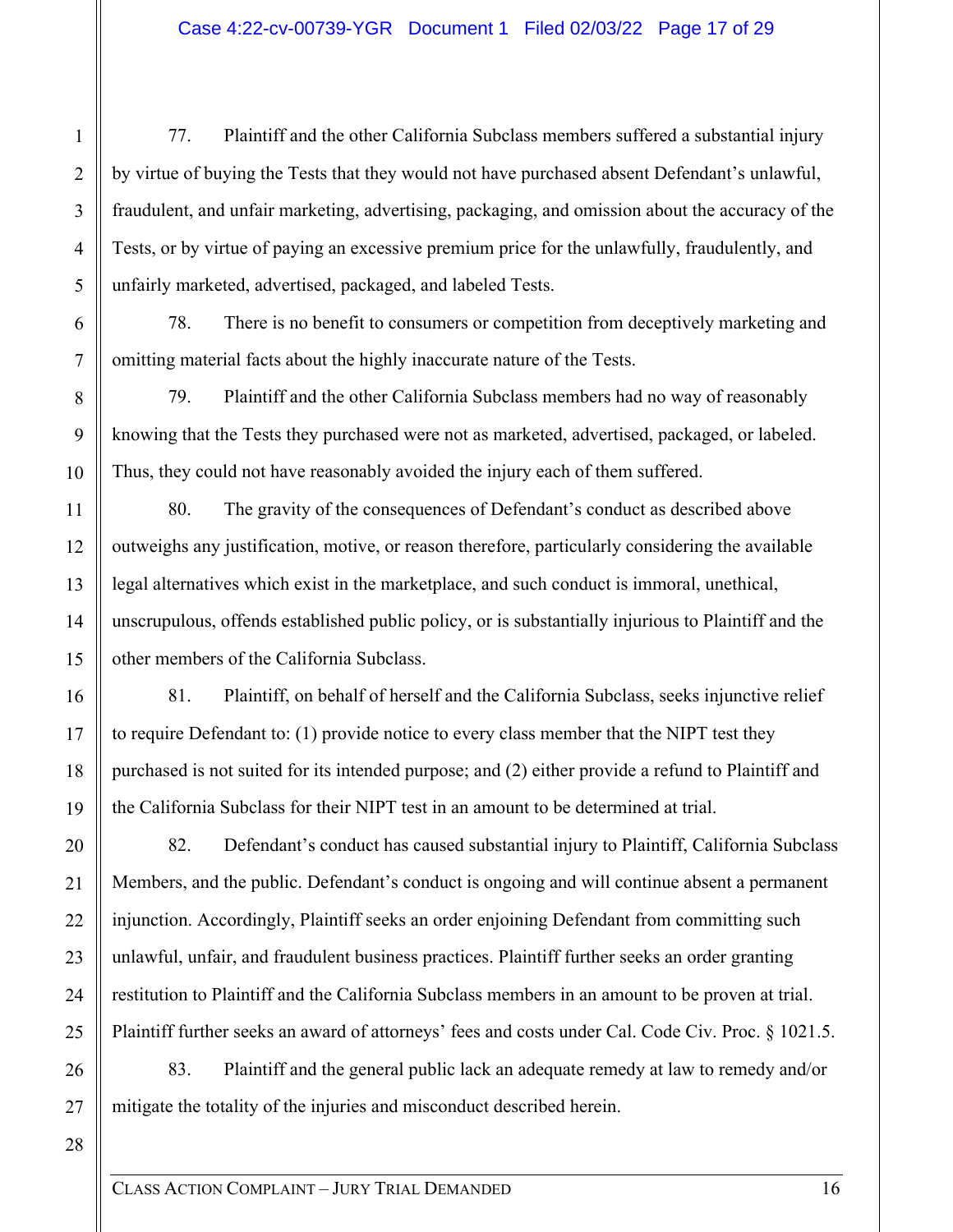77. Plaintiff and the other California Subclass members suffered a substantial injury by virtue of buying the Tests that they would not have purchased absent Defendant's unlawful, fraudulent, and unfair marketing, advertising, packaging, and omission about the accuracy of the Tests, or by virtue of paying an excessive premium price for the unlawfully, fraudulently, and unfairly marketed, advertised, packaged, and labeled Tests.

78. There is no benefit to consumers or competition from deceptively marketing and omitting material facts about the highly inaccurate nature of the Tests.

79. Plaintiff and the other California Subclass members had no way of reasonably knowing that the Tests they purchased were not as marketed, advertised, packaged, or labeled. Thus, they could not have reasonably avoided the injury each of them suffered.

80. The gravity of the consequences of Defendant's conduct as described above outweighs any justification, motive, or reason therefore, particularly considering the available legal alternatives which exist in the marketplace, and such conduct is immoral, unethical, unscrupulous, offends established public policy, or is substantially injurious to Plaintiff and the other members of the California Subclass.

81. Plaintiff, on behalf of herself and the California Subclass, seeks injunctive relief to require Defendant to: (1) provide notice to every class member that the NIPT test they purchased is not suited for its intended purpose; and (2) either provide a refund to Plaintiff and the California Subclass for their NIPT test in an amount to be determined at trial.

82. Defendant's conduct has caused substantial injury to Plaintiff, California Subclass Members, and the public. Defendant's conduct is ongoing and will continue absent a permanent injunction. Accordingly, Plaintiff seeks an order enjoining Defendant from committing such unlawful, unfair, and fraudulent business practices. Plaintiff further seeks an order granting restitution to Plaintiff and the California Subclass members in an amount to be proven at trial. Plaintiff further seeks an award of attorneys' fees and costs under Cal. Code Civ. Proc. § 1021.5.

83. Plaintiff and the general public lack an adequate remedy at law to remedy and/or mitigate the totality of the injuries and misconduct described herein.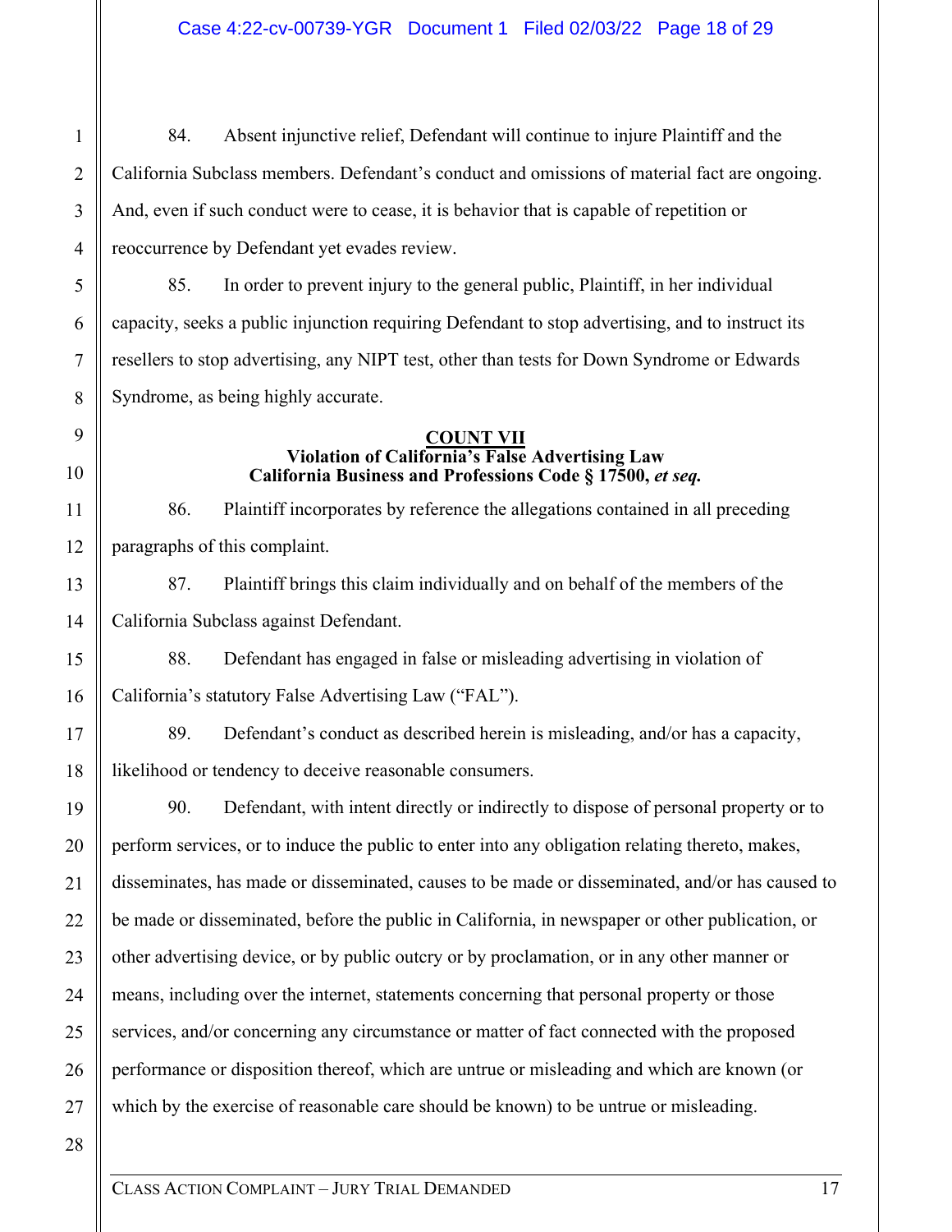84. Absent injunctive relief, Defendant will continue to injure Plaintiff and the California Subclass members. Defendant's conduct and omissions of material fact are ongoing. And, even if such conduct were to cease, it is behavior that is capable of repetition or reoccurrence by Defendant yet evades review.

85. In order to prevent injury to the general public, Plaintiff, in her individual capacity, seeks a public injunction requiring Defendant to stop advertising, and to instruct its resellers to stop advertising, any NIPT test, other than tests for Down Syndrome or Edwards Syndrome, as being highly accurate.

**COUNT VII**
**Violation of California's False Advertising Law**
**California Business and Professions Code § 17500, *et seq.***

86. Plaintiff incorporates by reference the allegations contained in all preceding paragraphs of this complaint.

87. Plaintiff brings this claim individually and on behalf of the members of the California Subclass against Defendant.

88. Defendant has engaged in false or misleading advertising in violation of California's statutory False Advertising Law ("FAL").

89. Defendant's conduct as described herein is misleading, and/or has a capacity, likelihood or tendency to deceive reasonable consumers.

90. Defendant, with intent directly or indirectly to dispose of personal property or to perform services, or to induce the public to enter into any obligation relating thereto, makes, disseminates, has made or disseminated, causes to be made or disseminated, and/or has caused to be made or disseminated, before the public in California, in newspaper or other publication, or other advertising device, or by public outcry or by proclamation, or in any other manner or means, including over the internet, statements concerning that personal property or those services, and/or concerning any circumstance or matter of fact connected with the proposed performance or disposition thereof, which are untrue or misleading and which are known (or which by the exercise of reasonable care should be known) to be untrue or misleading.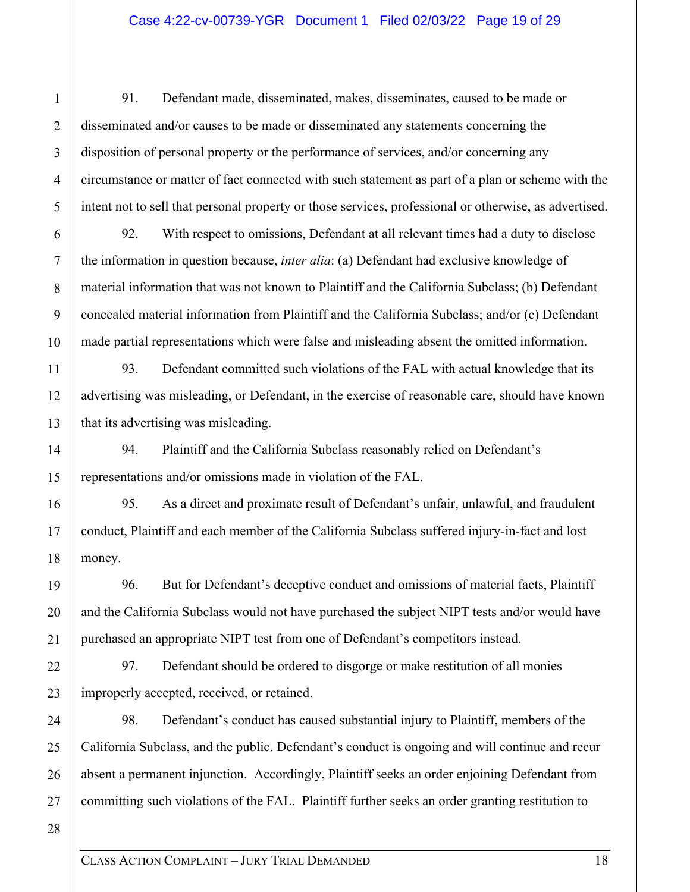91. Defendant made, disseminated, makes, disseminates, caused to be made or disseminated and/or causes to be made or disseminated any statements concerning the disposition of personal property or the performance of services, and/or concerning any circumstance or matter of fact connected with such statement as part of a plan or scheme with the intent not to sell that personal property or those services, professional or otherwise, as advertised.

92. With respect to omissions, Defendant at all relevant times had a duty to disclose the information in question because, *inter alia*: (a) Defendant had exclusive knowledge of material information that was not known to Plaintiff and the California Subclass; (b) Defendant concealed material information from Plaintiff and the California Subclass; and/or (c) Defendant made partial representations which were false and misleading absent the omitted information.

93. Defendant committed such violations of the FAL with actual knowledge that its advertising was misleading, or Defendant, in the exercise of reasonable care, should have known that its advertising was misleading.

94. Plaintiff and the California Subclass reasonably relied on Defendant's representations and/or omissions made in violation of the FAL.

95. As a direct and proximate result of Defendant's unfair, unlawful, and fraudulent conduct, Plaintiff and each member of the California Subclass suffered injury-in-fact and lost money.

96. But for Defendant's deceptive conduct and omissions of material facts, Plaintiff and the California Subclass would not have purchased the subject NIPT tests and/or would have purchased an appropriate NIPT test from one of Defendant's competitors instead.

97. Defendant should be ordered to disgorge or make restitution of all monies improperly accepted, received, or retained.

98. Defendant's conduct has caused substantial injury to Plaintiff, members of the California Subclass, and the public. Defendant's conduct is ongoing and will continue and recur absent a permanent injunction. Accordingly, Plaintiff seeks an order enjoining Defendant from committing such violations of the FAL. Plaintiff further seeks an order granting restitution to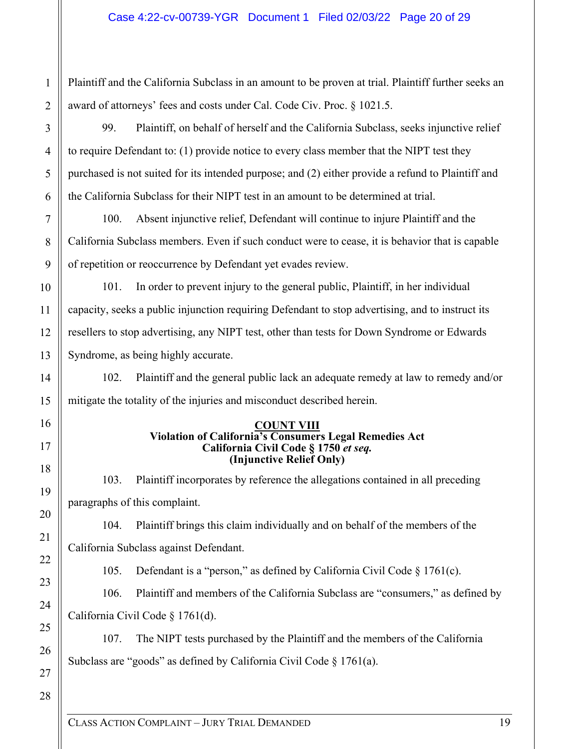Plaintiff and the California Subclass in an amount to be proven at trial. Plaintiff further seeks an award of attorneys' fees and costs under Cal. Code Civ. Proc. § 1021.5.

99. Plaintiff, on behalf of herself and the California Subclass, seeks injunctive relief to require Defendant to: (1) provide notice to every class member that the NIPT test they purchased is not suited for its intended purpose; and (2) either provide a refund to Plaintiff and the California Subclass for their NIPT test in an amount to be determined at trial.

100. Absent injunctive relief, Defendant will continue to injure Plaintiff and the California Subclass members. Even if such conduct were to cease, it is behavior that is capable of repetition or reoccurrence by Defendant yet evades review.

101. In order to prevent injury to the general public, Plaintiff, in her individual capacity, seeks a public injunction requiring Defendant to stop advertising, and to instruct its resellers to stop advertising, any NIPT test, other than tests for Down Syndrome or Edwards Syndrome, as being highly accurate.

102. Plaintiff and the general public lack an adequate remedy at law to remedy and/or mitigate the totality of the injuries and misconduct described herein.

**COUNT VIII**
**Violation of California's Consumers Legal Remedies Act**
**California Civil Code § 1750 *et seq.***
**(Injunctive Relief Only)**

103. Plaintiff incorporates by reference the allegations contained in all preceding paragraphs of this complaint.

104. Plaintiff brings this claim individually and on behalf of the members of the California Subclass against Defendant.

105. Defendant is a "person," as defined by California Civil Code § 1761(c).

106. Plaintiff and members of the California Subclass are "consumers," as defined by California Civil Code § 1761(d).

107. The NIPT tests purchased by the Plaintiff and the members of the California Subclass are "goods" as defined by California Civil Code § 1761(a).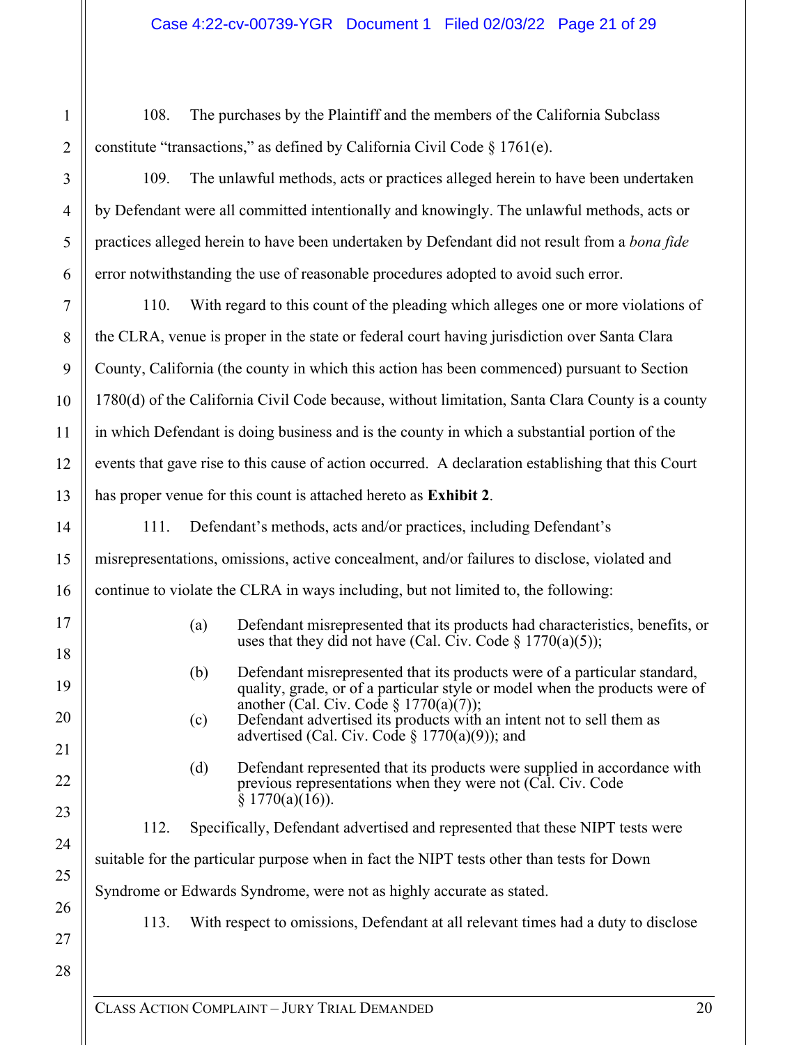108. The purchases by the Plaintiff and the members of the California Subclass constitute "transactions," as defined by California Civil Code § 1761(e).

109. The unlawful methods, acts or practices alleged herein to have been undertaken by Defendant were all committed intentionally and knowingly. The unlawful methods, acts or practices alleged herein to have been undertaken by Defendant did not result from a *bona fide* error notwithstanding the use of reasonable procedures adopted to avoid such error.

110. With regard to this count of the pleading which alleges one or more violations of the CLRA, venue is proper in the state or federal court having jurisdiction over Santa Clara County, California (the county in which this action has been commenced) pursuant to Section 1780(d) of the California Civil Code because, without limitation, Santa Clara County is a county in which Defendant is doing business and is the county in which a substantial portion of the events that gave rise to this cause of action occurred. A declaration establishing that this Court has proper venue for this count is attached hereto as **Exhibit 2**.

111. Defendant's methods, acts and/or practices, including Defendant's misrepresentations, omissions, active concealment, and/or failures to disclose, violated and continue to violate the CLRA in ways including, but not limited to, the following:

(a) Defendant misrepresented that its products had characteristics, benefits, or uses that they did not have (Cal. Civ. Code § 1770(a)(5));

(b) Defendant misrepresented that its products were of a particular standard, quality, grade, or of a particular style or model when the products were of another (Cal. Civ. Code § 1770(a)(7));

(c) Defendant advertised its products with an intent not to sell them as advertised (Cal. Civ. Code § 1770(a)(9)); and

(d) Defendant represented that its products were supplied in accordance with previous representations when they were not (Cal. Civ. Code § 1770(a)(16)).

112. Specifically, Defendant advertised and represented that these NIPT tests were suitable for the particular purpose when in fact the NIPT tests other than tests for Down Syndrome or Edwards Syndrome, were not as highly accurate as stated.

113. With respect to omissions, Defendant at all relevant times had a duty to disclose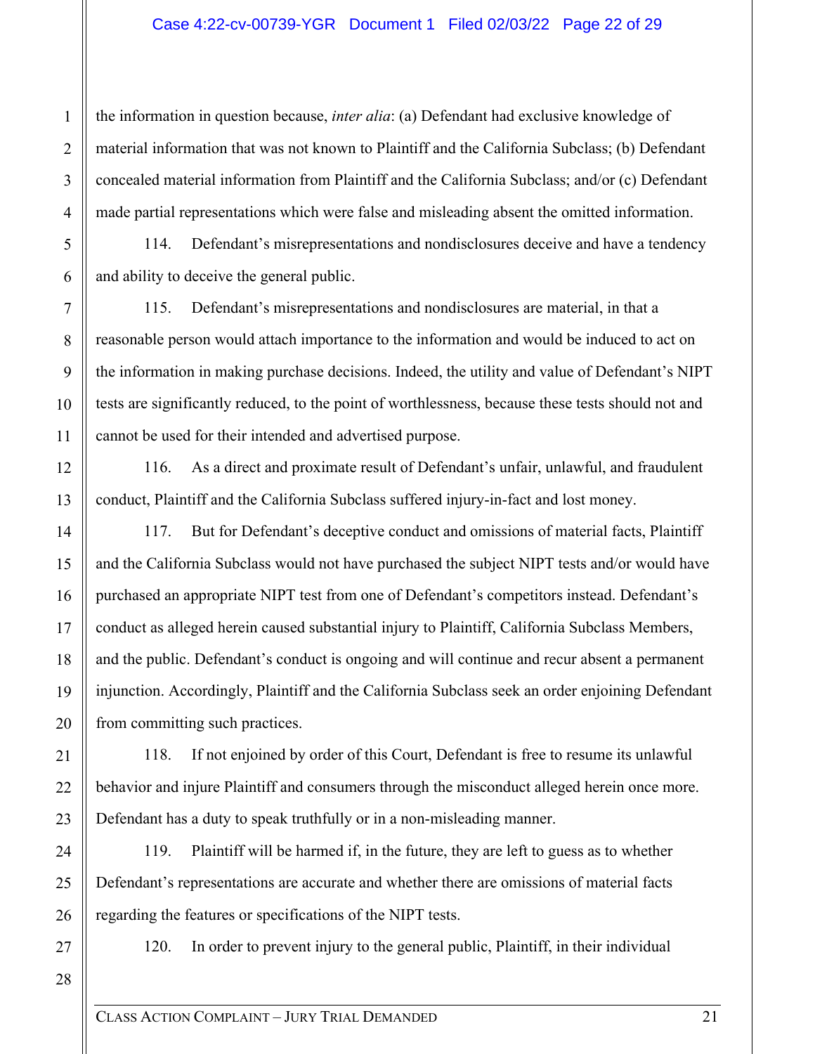the information in question because, *inter alia*: (a) Defendant had exclusive knowledge of material information that was not known to Plaintiff and the California Subclass; (b) Defendant concealed material information from Plaintiff and the California Subclass; and/or (c) Defendant made partial representations which were false and misleading absent the omitted information.

114. Defendant's misrepresentations and nondisclosures deceive and have a tendency and ability to deceive the general public.

115. Defendant's misrepresentations and nondisclosures are material, in that a reasonable person would attach importance to the information and would be induced to act on the information in making purchase decisions. Indeed, the utility and value of Defendant's NIPT tests are significantly reduced, to the point of worthlessness, because these tests should not and cannot be used for their intended and advertised purpose.

116. As a direct and proximate result of Defendant's unfair, unlawful, and fraudulent conduct, Plaintiff and the California Subclass suffered injury-in-fact and lost money.

117. But for Defendant's deceptive conduct and omissions of material facts, Plaintiff and the California Subclass would not have purchased the subject NIPT tests and/or would have purchased an appropriate NIPT test from one of Defendant's competitors instead. Defendant's conduct as alleged herein caused substantial injury to Plaintiff, California Subclass Members, and the public. Defendant's conduct is ongoing and will continue and recur absent a permanent injunction. Accordingly, Plaintiff and the California Subclass seek an order enjoining Defendant from committing such practices.

118. If not enjoined by order of this Court, Defendant is free to resume its unlawful behavior and injure Plaintiff and consumers through the misconduct alleged herein once more. Defendant has a duty to speak truthfully or in a non-misleading manner.

119. Plaintiff will be harmed if, in the future, they are left to guess as to whether Defendant's representations are accurate and whether there are omissions of material facts regarding the features or specifications of the NIPT tests.

120. In order to prevent injury to the general public, Plaintiff, in their individual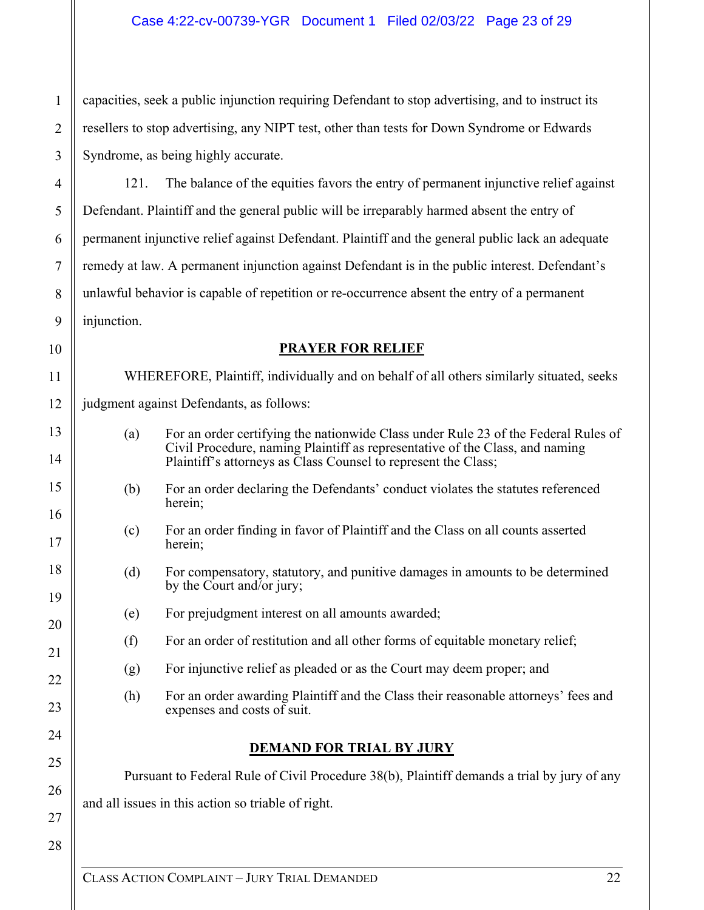capacities, seek a public injunction requiring Defendant to stop advertising, and to instruct its resellers to stop advertising, any NIPT test, other than tests for Down Syndrome or Edwards Syndrome, as being highly accurate.

121. The balance of the equities favors the entry of permanent injunctive relief against Defendant. Plaintiff and the general public will be irreparably harmed absent the entry of permanent injunctive relief against Defendant. Plaintiff and the general public lack an adequate remedy at law. A permanent injunction against Defendant is in the public interest. Defendant's unlawful behavior is capable of repetition or re-occurrence absent the entry of a permanent injunction.

## PRAYER FOR RELIEF

WHEREFORE, Plaintiff, individually and on behalf of all others similarly situated, seeks judgment against Defendants, as follows:

(a) For an order certifying the nationwide Class under Rule 23 of the Federal Rules of Civil Procedure, naming Plaintiff as representative of the Class, and naming Plaintiff's attorneys as Class Counsel to represent the Class;

(b) For an order declaring the Defendants' conduct violates the statutes referenced herein;

(c) For an order finding in favor of Plaintiff and the Class on all counts asserted herein;

(d) For compensatory, statutory, and punitive damages in amounts to be determined by the Court and/or jury;

(e) For prejudgment interest on all amounts awarded;

(f) For an order of restitution and all other forms of equitable monetary relief;

(g) For injunctive relief as pleaded or as the Court may deem proper; and

(h) For an order awarding Plaintiff and the Class their reasonable attorneys' fees and expenses and costs of suit.

## DEMAND FOR TRIAL BY JURY

Pursuant to Federal Rule of Civil Procedure 38(b), Plaintiff demands a trial by jury of any and all issues in this action so triable of right.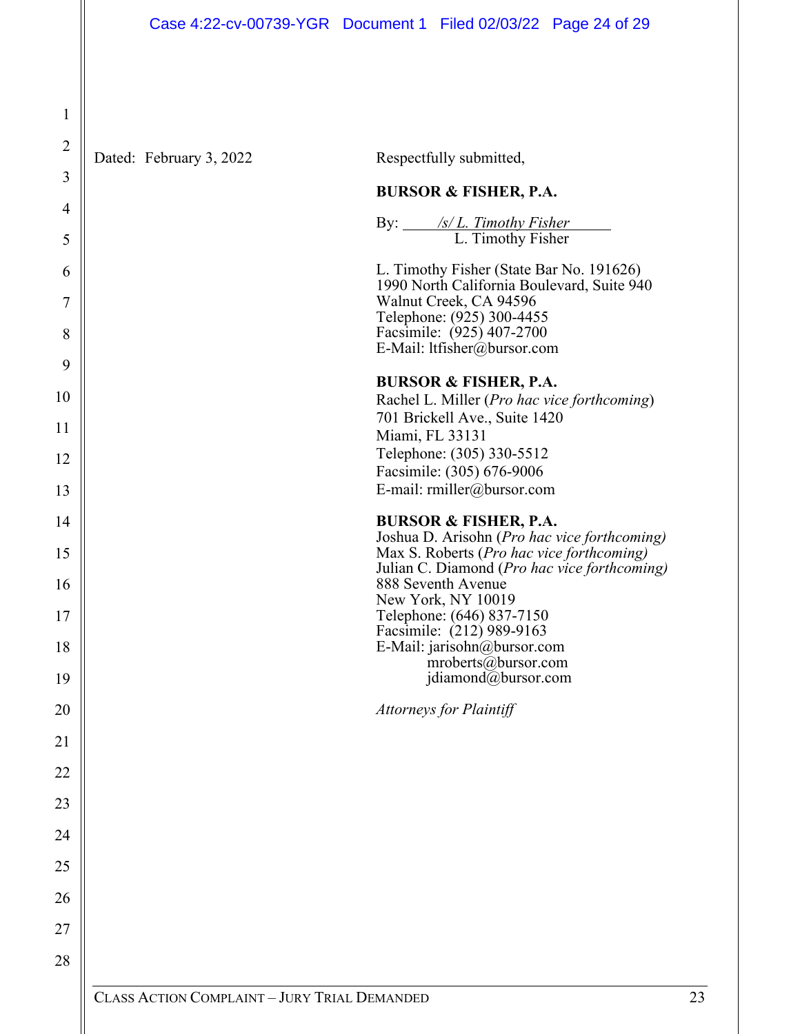Dated: February 3, 2022

Respectfully submitted,

**BURSOR & FISHER, P.A.**

By: *\/s/ L. Timothy Fisher*
L. Timothy Fisher

L. Timothy Fisher (State Bar No. 191626)
1990 North California Boulevard, Suite 940
Walnut Creek, CA 94596
Telephone: (925) 300-4455
Facsimile: (925) 407-2700
E-Mail: ltfisher@bursor.com

**BURSOR & FISHER, P.A.**
Rachel L. Miller (*Pro hac vice forthcoming*)
701 Brickell Ave., Suite 1420
Miami, FL 33131
Telephone: (305) 330-5512
Facsimile: (305) 676-9006
E-mail: rmiller@bursor.com

**BURSOR & FISHER, P.A.**
Joshua D. Arisohn (*Pro hac vice forthcoming)*
Max S. Roberts (*Pro hac vice forthcoming)*
Julian C. Diamond (*Pro hac vice forthcoming)*
888 Seventh Avenue
New York, NY 10019
Telephone: (646) 837-7150
Facsimile: (212) 989-9163
E-Mail: jarisohn@bursor.com
mroberts@bursor.com
jdiamond@bursor.com

*Attorneys for Plaintiff*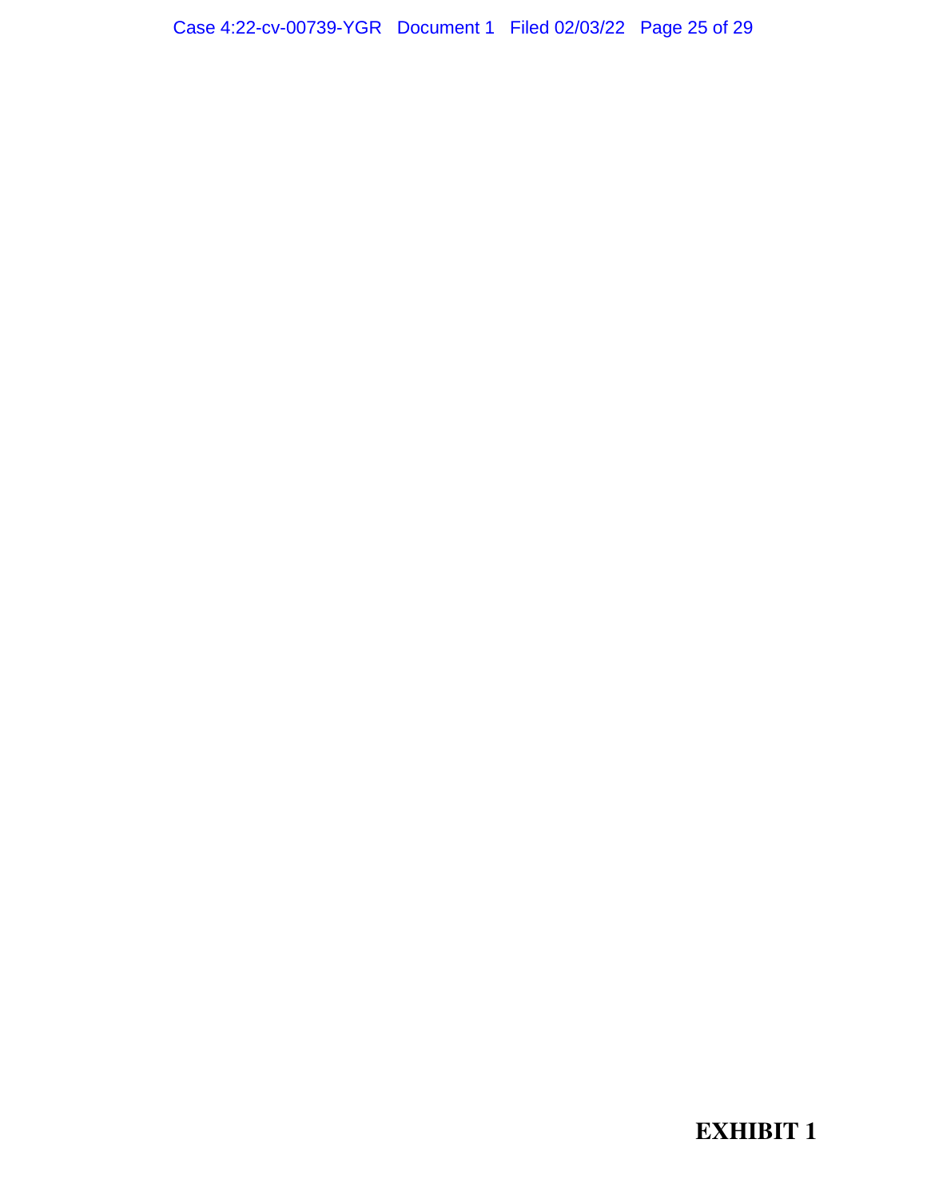**EXHIBIT 1**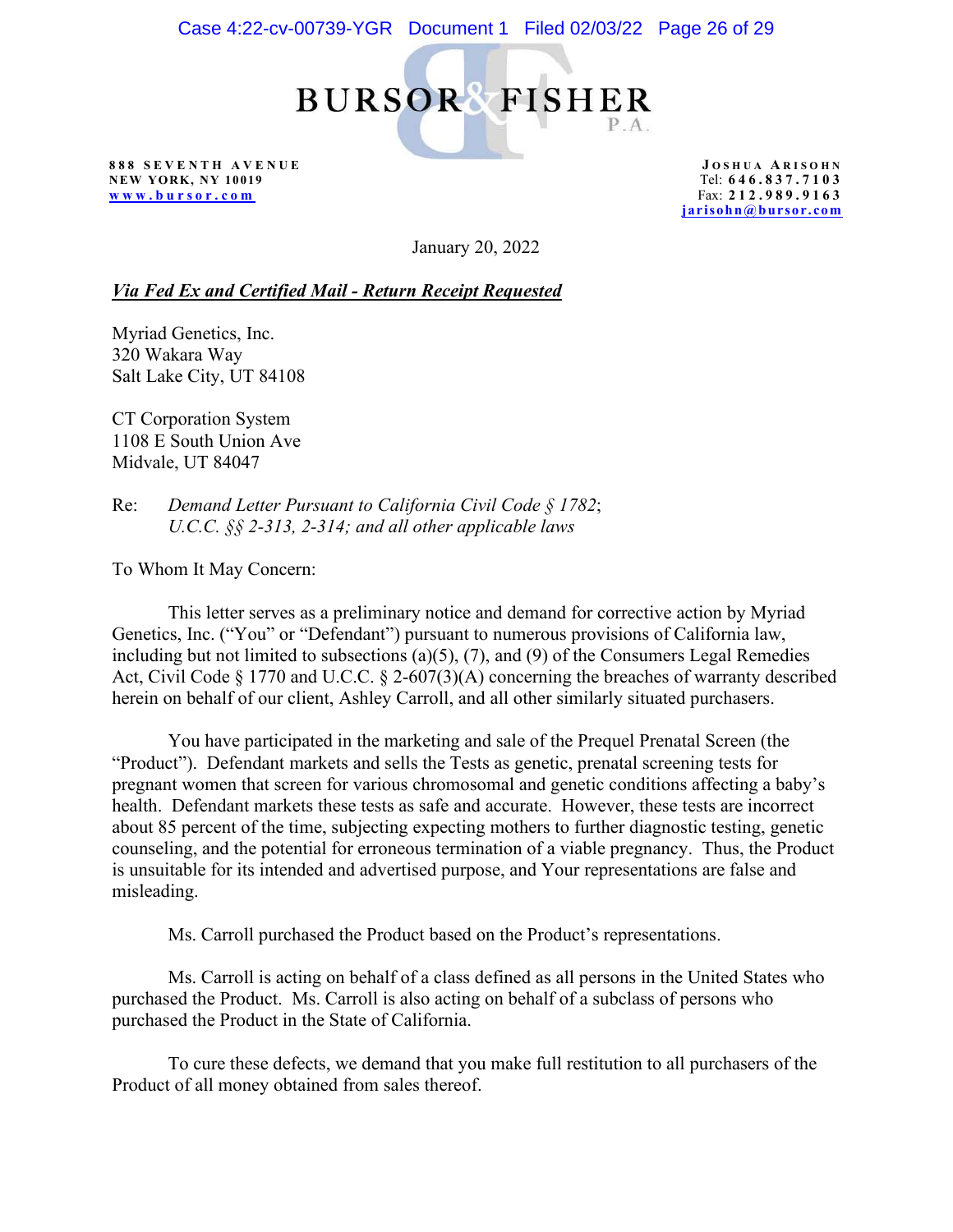**BURSOR & FISHER** P.A.

888 SEVENTH AVENUE
NEW YORK, NY 10019
www.bursor.com

JOSHUA ARISOHN
Tel: 646.837.7103
Fax: 212.989.9163
jarisohn@bursor.com

January 20, 2022

***Via Fed Ex and Certified Mail - Return Receipt Requested***

Myriad Genetics, Inc.
320 Wakara Way
Salt Lake City, UT 84108

CT Corporation System
1108 E South Union Ave
Midvale, UT 84047

Re: *Demand Letter Pursuant to California Civil Code § 1782; U.C.C. §§ 2-313, 2-314; and all other applicable laws*

To Whom It May Concern:

This letter serves as a preliminary notice and demand for corrective action by Myriad Genetics, Inc. ("You" or "Defendant") pursuant to numerous provisions of California law, including but not limited to subsections (a)(5), (7), and (9) of the Consumers Legal Remedies Act, Civil Code § 1770 and U.C.C. § 2-607(3)(A) concerning the breaches of warranty described herein on behalf of our client, Ashley Carroll, and all other similarly situated purchasers.

You have participated in the marketing and sale of the Prequel Prenatal Screen (the "Product"). Defendant markets and sells the Tests as genetic, prenatal screening tests for pregnant women that screen for various chromosomal and genetic conditions affecting a baby's health. Defendant markets these tests as safe and accurate. However, these tests are incorrect about 85 percent of the time, subjecting expecting mothers to further diagnostic testing, genetic counseling, and the potential for erroneous termination of a viable pregnancy. Thus, the Product is unsuitable for its intended and advertised purpose, and Your representations are false and misleading.

Ms. Carroll purchased the Product based on the Product's representations.

Ms. Carroll is acting on behalf of a class defined as all persons in the United States who purchased the Product. Ms. Carroll is also acting on behalf of a subclass of persons who purchased the Product in the State of California.

To cure these defects, we demand that you make full restitution to all purchasers of the Product of all money obtained from sales thereof.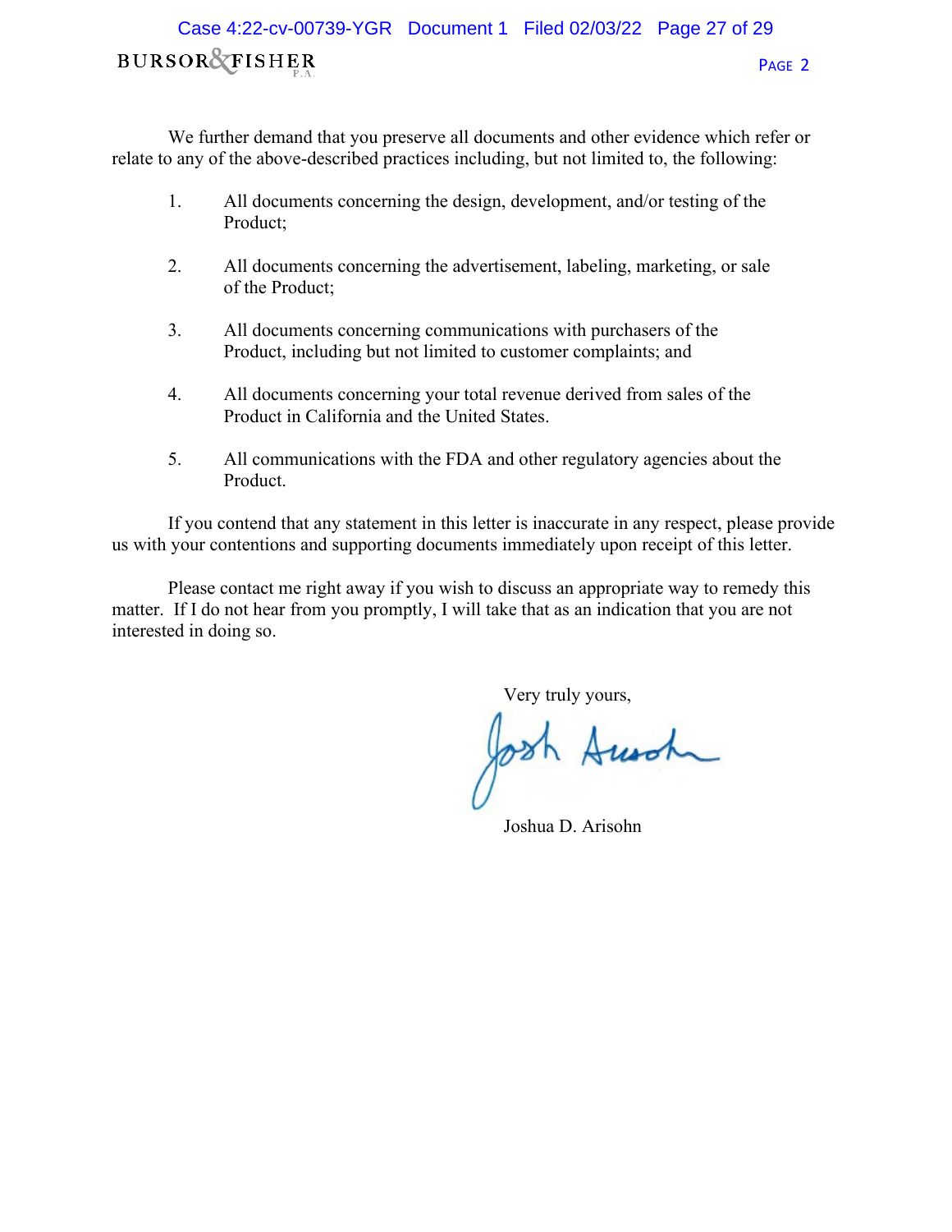We further demand that you preserve all documents and other evidence which refer or relate to any of the above-described practices including, but not limited to, the following:

1. All documents concerning the design, development, and/or testing of the Product;

2. All documents concerning the advertisement, labeling, marketing, or sale of the Product;

3. All documents concerning communications with purchasers of the Product, including but not limited to customer complaints; and

4. All documents concerning your total revenue derived from sales of the Product in California and the United States.

5. All communications with the FDA and other regulatory agencies about the Product.

If you contend that any statement in this letter is inaccurate in any respect, please provide us with your contentions and supporting documents immediately upon receipt of this letter.

Please contact me right away if you wish to discuss an appropriate way to remedy this matter. If I do not hear from you promptly, I will take that as an indication that you are not interested in doing so.

Very truly yours,

Joshua D. Arisohn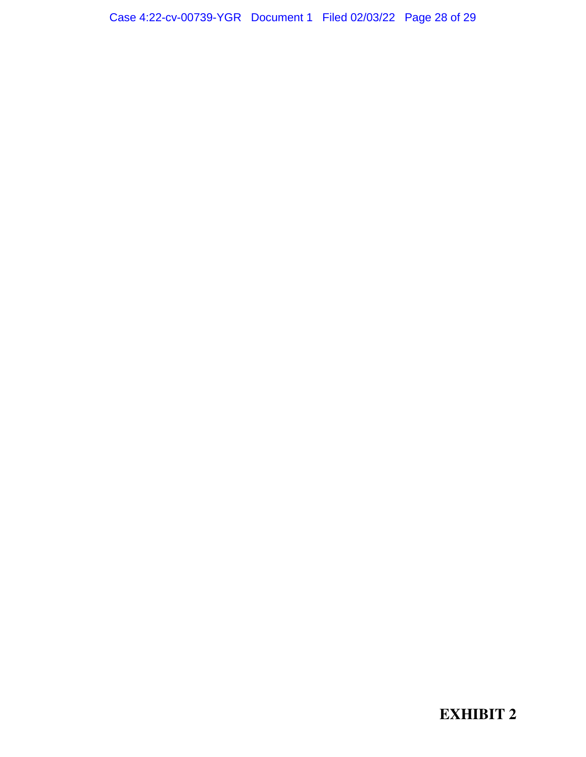**EXHIBIT 2**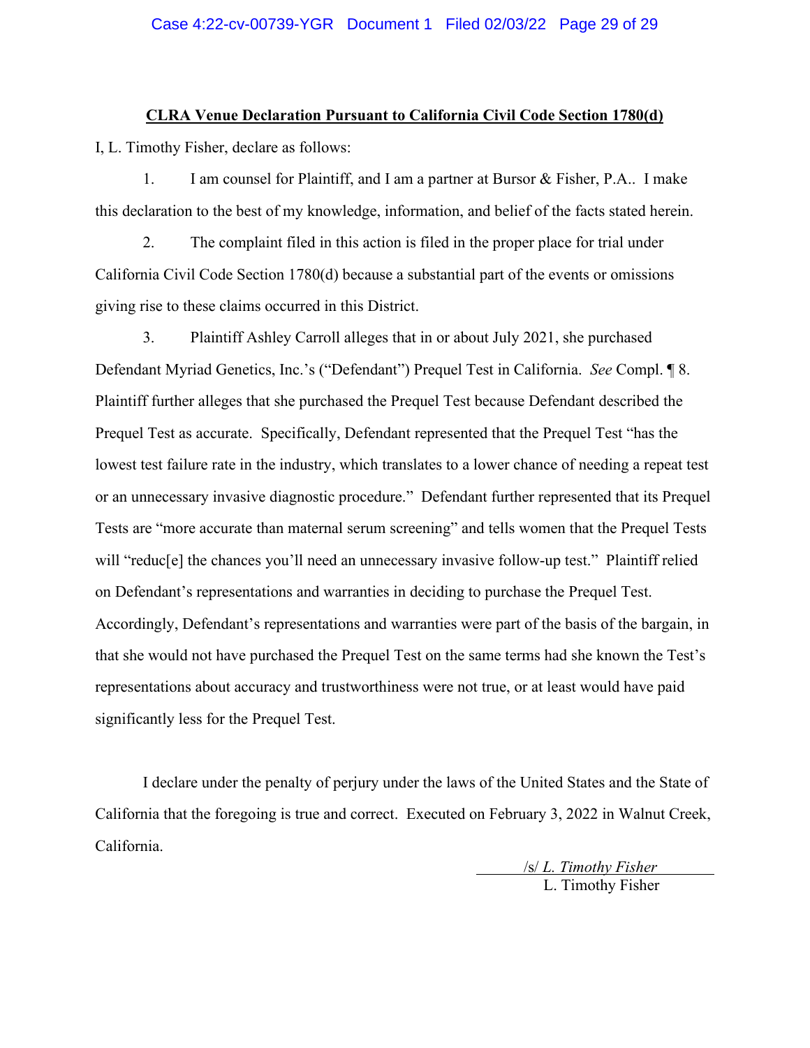**CLRA Venue Declaration Pursuant to California Civil Code Section 1780(d)**

I, L. Timothy Fisher, declare as follows:

1. I am counsel for Plaintiff, and I am a partner at Bursor & Fisher, P.A.. I make this declaration to the best of my knowledge, information, and belief of the facts stated herein.

2. The complaint filed in this action is filed in the proper place for trial under California Civil Code Section 1780(d) because a substantial part of the events or omissions giving rise to these claims occurred in this District.

3. Plaintiff Ashley Carroll alleges that in or about July 2021, she purchased Defendant Myriad Genetics, Inc.'s ("Defendant") Prequel Test in California. *See* Compl. ¶ 8. Plaintiff further alleges that she purchased the Prequel Test because Defendant described the Prequel Test as accurate. Specifically, Defendant represented that the Prequel Test "has the lowest test failure rate in the industry, which translates to a lower chance of needing a repeat test or an unnecessary invasive diagnostic procedure." Defendant further represented that its Prequel Tests are "more accurate than maternal serum screening" and tells women that the Prequel Tests will "reduc[e] the chances you'll need an unnecessary invasive follow-up test." Plaintiff relied on Defendant's representations and warranties in deciding to purchase the Prequel Test. Accordingly, Defendant's representations and warranties were part of the basis of the bargain, in that she would not have purchased the Prequel Test on the same terms had she known the Test's representations about accuracy and trustworthiness were not true, or at least would have paid significantly less for the Prequel Test.

I declare under the penalty of perjury under the laws of the United States and the State of California that the foregoing is true and correct. Executed on February 3, 2022 in Walnut Creek, California.

/s/ *L. Timothy Fisher*
L. Timothy Fisher